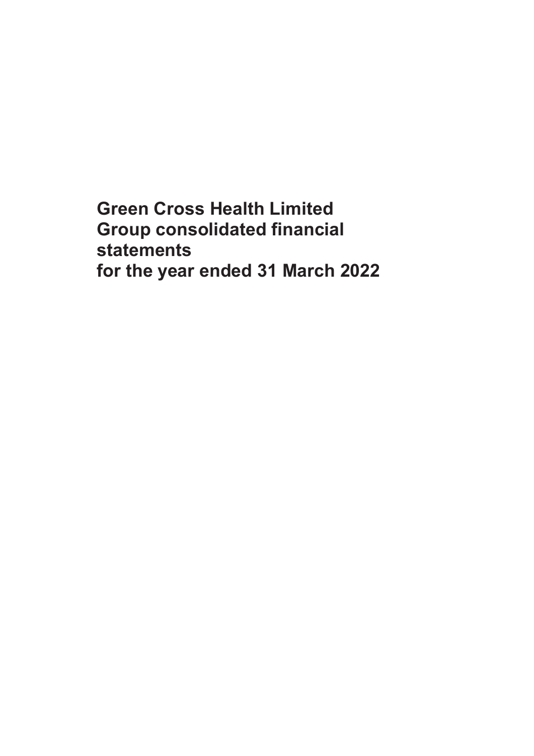# Green Cross Health Limited
# Group consolidated financial statements
# for the year ended 31 March 2022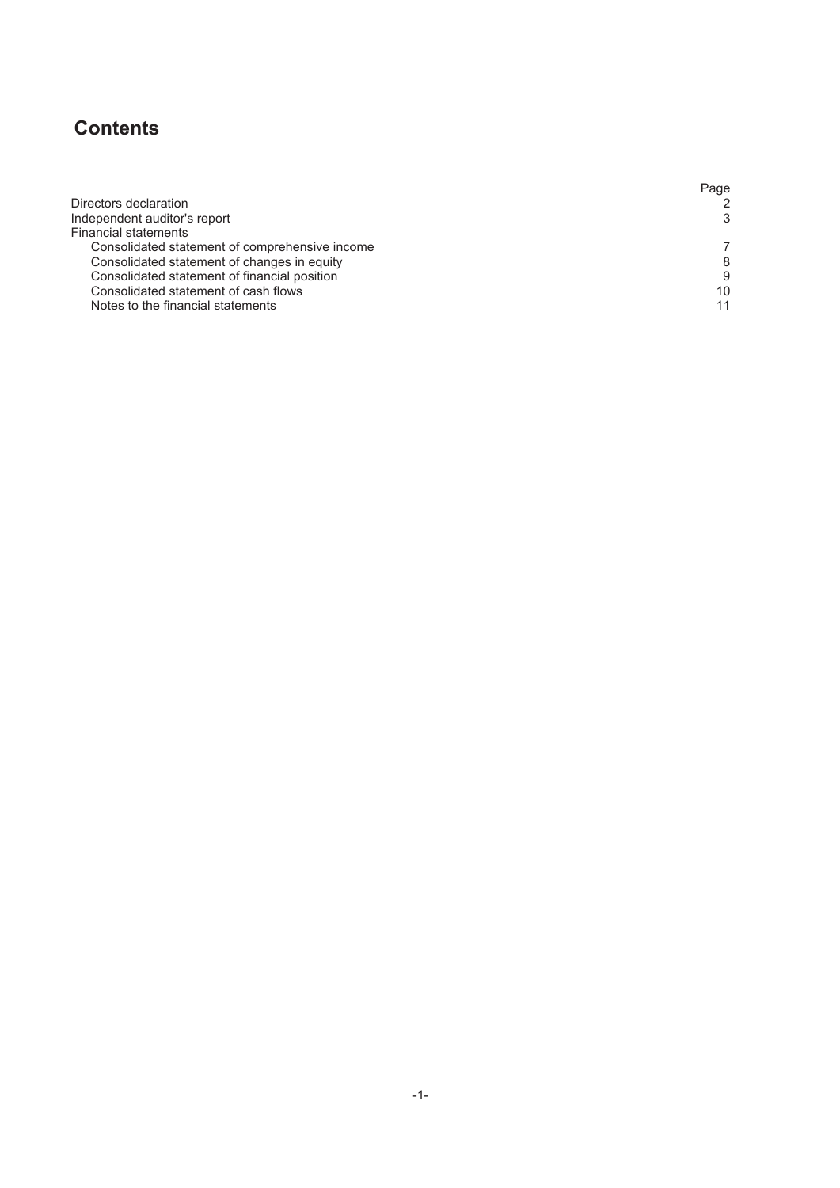# Contents

| | Page |
|---|---|
| Directors declaration | 2 |
| Independent auditor's report | 3 |
| Financial statements | |
| Consolidated statement of comprehensive income | 7 |
| Consolidated statement of changes in equity | 8 |
| Consolidated statement of financial position | 9 |
| Consolidated statement of cash flows | 10 |
| Notes to the financial statements | 11 |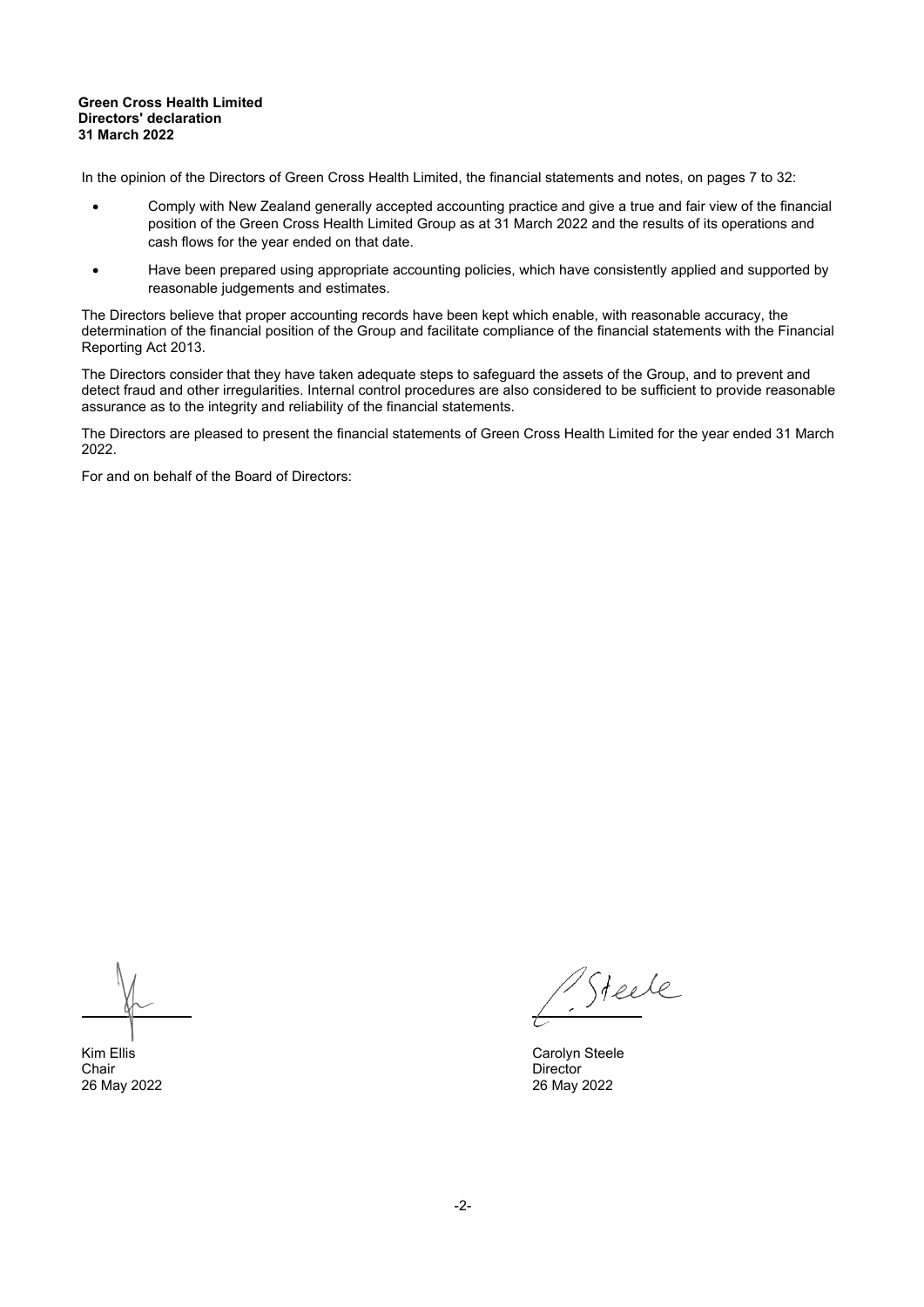**Green Cross Health Limited**
**Directors' declaration**
**31 March 2022**

In the opinion of the Directors of Green Cross Health Limited, the financial statements and notes, on pages 7 to 32:

- Comply with New Zealand generally accepted accounting practice and give a true and fair view of the financial position of the Green Cross Health Limited Group as at 31 March 2022 and the results of its operations and cash flows for the year ended on that date.
- Have been prepared using appropriate accounting policies, which have consistently applied and supported by reasonable judgements and estimates.

The Directors believe that proper accounting records have been kept which enable, with reasonable accuracy, the determination of the financial position of the Group and facilitate compliance of the financial statements with the Financial Reporting Act 2013.

The Directors consider that they have taken adequate steps to safeguard the assets of the Group, and to prevent and detect fraud and other irregularities. Internal control procedures are also considered to be sufficient to provide reasonable assurance as to the integrity and reliability of the financial statements.

The Directors are pleased to present the financial statements of Green Cross Health Limited for the year ended 31 March 2022.

For and on behalf of the Board of Directors:

Kim Ellis
Chair
26 May 2022

Carolyn Steele
Director
26 May 2022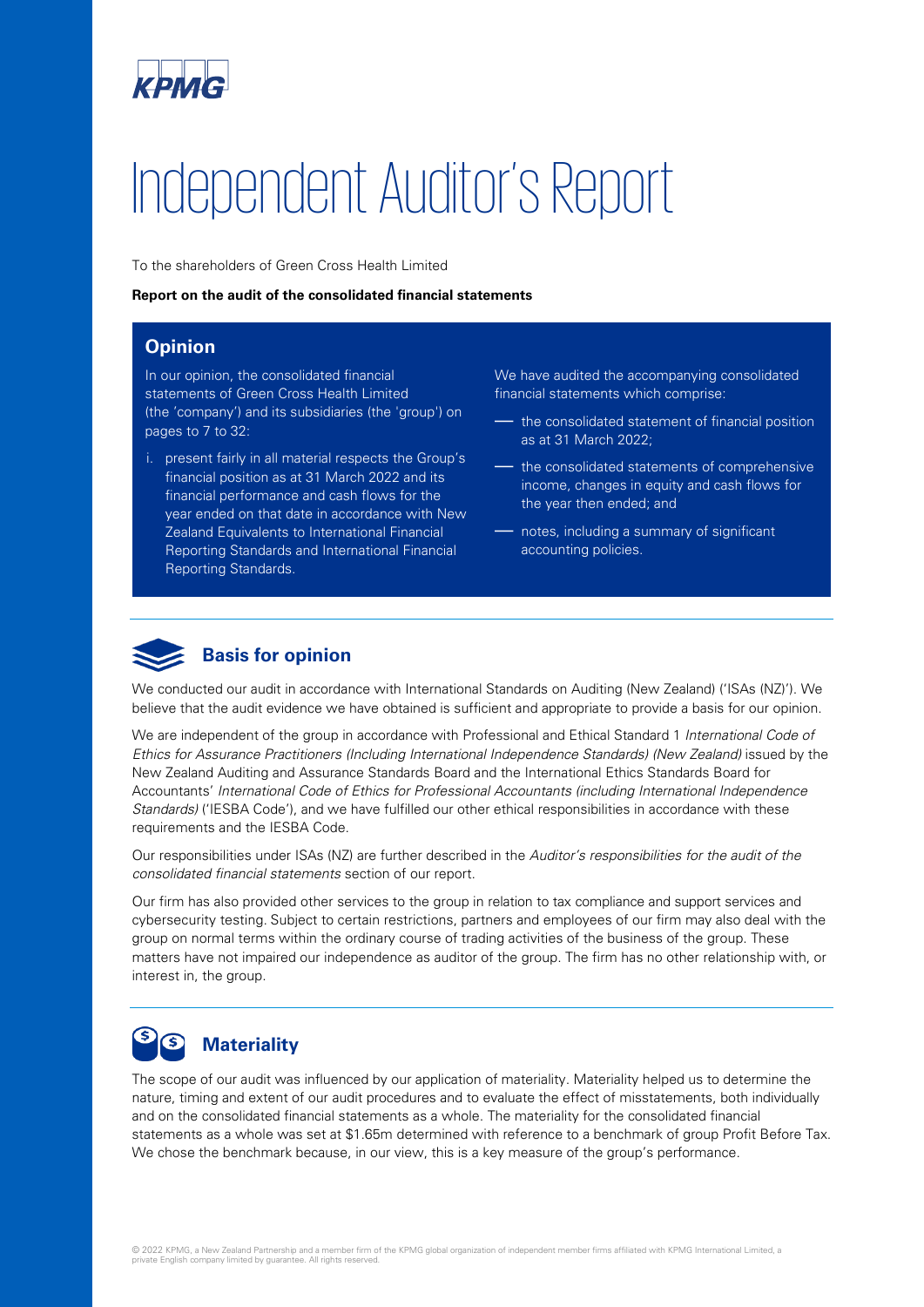# Independent Auditor's Report

To the shareholders of Green Cross Health Limited

**Report on the audit of the consolidated financial statements**

## Opinion

In our opinion, the consolidated financial statements of Green Cross Health Limited (the 'company') and its subsidiaries (the 'group') on pages to 7 to 32:

i. present fairly in all material respects the Group's financial position as at 31 March 2022 and its financial performance and cash flows for the year ended on that date in accordance with New Zealand Equivalents to International Financial Reporting Standards and International Financial Reporting Standards.

We have audited the accompanying consolidated financial statements which comprise:

- the consolidated statement of financial position as at 31 March 2022;
- the consolidated statements of comprehensive income, changes in equity and cash flows for the year then ended; and
- notes, including a summary of significant accounting policies.

## Basis for opinion

We conducted our audit in accordance with International Standards on Auditing (New Zealand) ('ISAs (NZ)'). We believe that the audit evidence we have obtained is sufficient and appropriate to provide a basis for our opinion.

We are independent of the group in accordance with Professional and Ethical Standard 1 *International Code of Ethics for Assurance Practitioners (Including International Independence Standards) (New Zealand)* issued by the New Zealand Auditing and Assurance Standards Board and the International Ethics Standards Board for Accountants' *International Code of Ethics for Professional Accountants (including International Independence Standards)* ('IESBA Code'), and we have fulfilled our other ethical responsibilities in accordance with these requirements and the IESBA Code.

Our responsibilities under ISAs (NZ) are further described in the *Auditor's responsibilities for the audit of the consolidated financial statements* section of our report.

Our firm has also provided other services to the group in relation to tax compliance and support services and cybersecurity testing. Subject to certain restrictions, partners and employees of our firm may also deal with the group on normal terms within the ordinary course of trading activities of the business of the group. These matters have not impaired our independence as auditor of the group. The firm has no other relationship with, or interest in, the group.

## Materiality

The scope of our audit was influenced by our application of materiality. Materiality helped us to determine the nature, timing and extent of our audit procedures and to evaluate the effect of misstatements, both individually and on the consolidated financial statements as a whole. The materiality for the consolidated financial statements as a whole was set at $1.65m determined with reference to a benchmark of group Profit Before Tax. We chose the benchmark because, in our view, this is a key measure of the group's performance.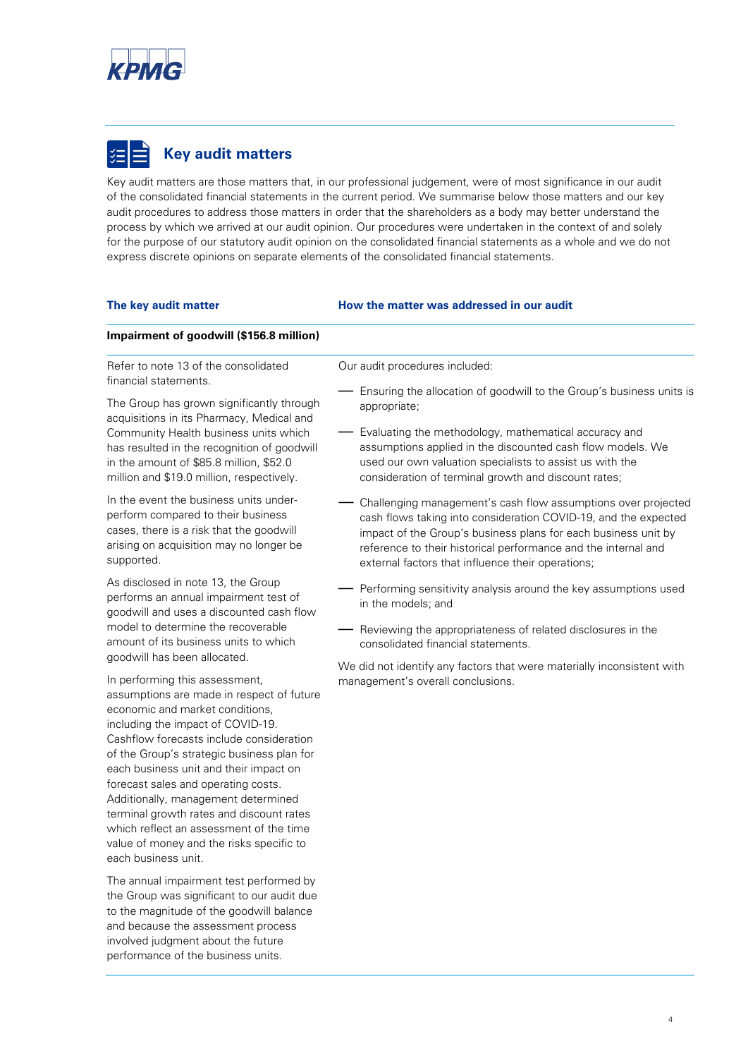## Key audit matters

Key audit matters are those matters that, in our professional judgement, were of most significance in our audit of the consolidated financial statements in the current period. We summarise below those matters and our key audit procedures to address those matters in order that the shareholders as a body may better understand the process by which we arrived at our audit opinion. Our procedures were undertaken in the context of and solely for the purpose of our statutory audit opinion on the consolidated financial statements as a whole and we do not express discrete opinions on separate elements of the consolidated financial statements.

| The key audit matter | How the matter was addressed in our audit |
| --- | --- |
| **Impairment of goodwill ($156.8 million)** | |
| Refer to note 13 of the consolidated financial statements.<br><br>The Group has grown significantly through acquisitions in its Pharmacy, Medical and Community Health business units which has resulted in the recognition of goodwill in the amount of $85.8 million, $52.0 million and $19.0 million, respectively.<br><br>In the event the business units under-perform compared to their business cases, there is a risk that the goodwill arising on acquisition may no longer be supported.<br><br>As disclosed in note 13, the Group performs an annual impairment test of goodwill and uses a discounted cash flow model to determine the recoverable amount of its business units to which goodwill has been allocated.<br><br>In performing this assessment, assumptions are made in respect of future economic and market conditions, including the impact of COVID-19. Cashflow forecasts include consideration of the Group's strategic business plan for each business unit and their impact on forecast sales and operating costs. Additionally, management determined terminal growth rates and discount rates which reflect an assessment of the time value of money and the risks specific to each business unit.<br><br>The annual impairment test performed by the Group was significant to our audit due to the magnitude of the goodwill balance and because the assessment process involved judgment about the future performance of the business units. | Our audit procedures included:<br><br>— Ensuring the allocation of goodwill to the Group's business units is appropriate;<br><br>— Evaluating the methodology, mathematical accuracy and assumptions applied in the discounted cash flow models. We used our own valuation specialists to assist us with the consideration of terminal growth and discount rates;<br><br>— Challenging management's cash flow assumptions over projected cash flows taking into consideration COVID-19, and the expected impact of the Group's business plans for each business unit by reference to their historical performance and the internal and external factors that influence their operations;<br><br>— Performing sensitivity analysis around the key assumptions used in the models; and<br><br>— Reviewing the appropriateness of related disclosures in the consolidated financial statements.<br><br>We did not identify any factors that were materially inconsistent with management's overall conclusions. |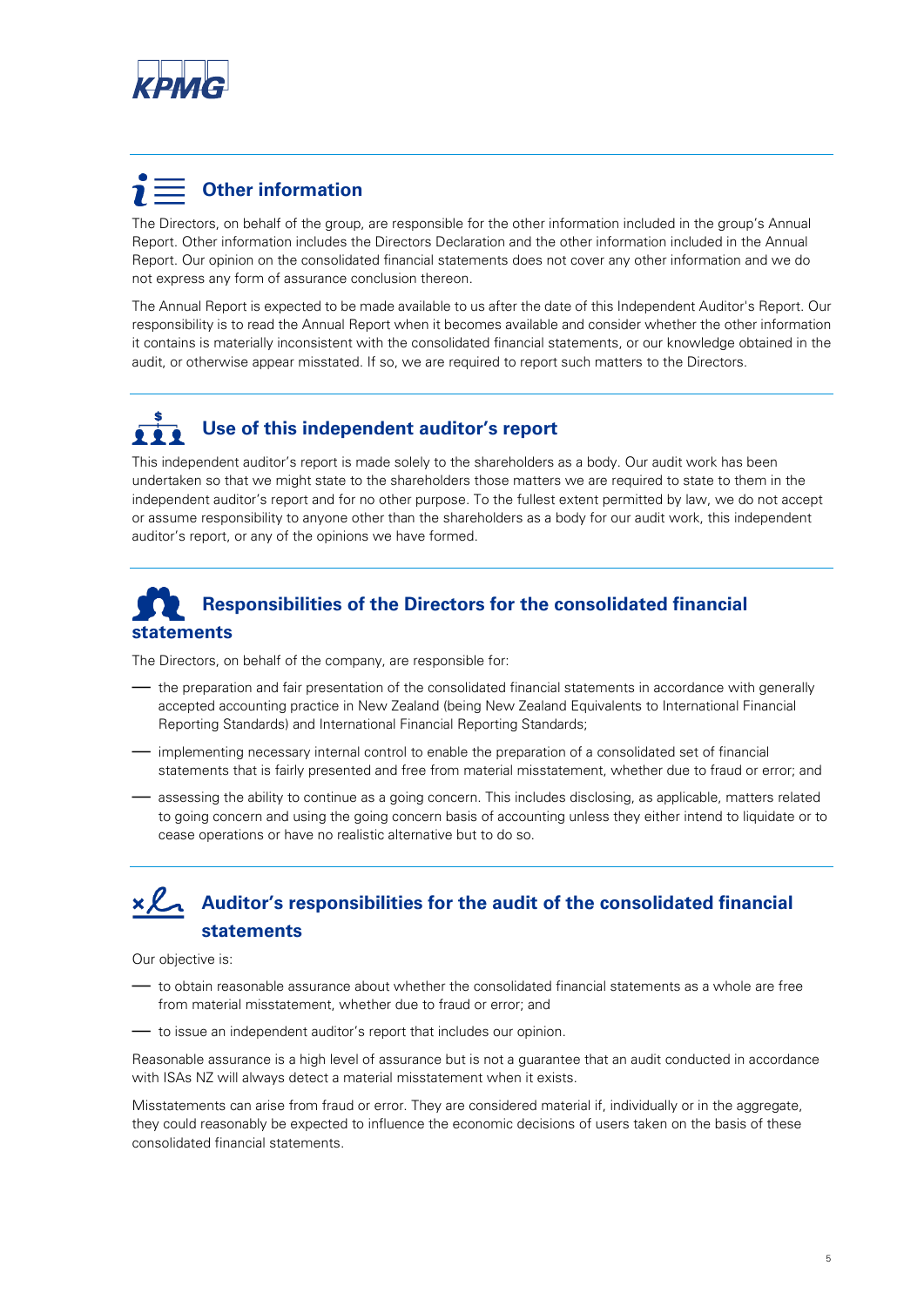## Other information

The Directors, on behalf of the group, are responsible for the other information included in the group's Annual Report. Other information includes the Directors Declaration and the other information included in the Annual Report. Our opinion on the consolidated financial statements does not cover any other information and we do not express any form of assurance conclusion thereon.

The Annual Report is expected to be made available to us after the date of this Independent Auditor's Report. Our responsibility is to read the Annual Report when it becomes available and consider whether the other information it contains is materially inconsistent with the consolidated financial statements, or our knowledge obtained in the audit, or otherwise appear misstated. If so, we are required to report such matters to the Directors.

## Use of this independent auditor's report

This independent auditor's report is made solely to the shareholders as a body. Our audit work has been undertaken so that we might state to the shareholders those matters we are required to state to them in the independent auditor's report and for no other purpose. To the fullest extent permitted by law, we do not accept or assume responsibility to anyone other than the shareholders as a body for our audit work, this independent auditor's report, or any of the opinions we have formed.

## Responsibilities of the Directors for the consolidated financial statements

The Directors, on behalf of the company, are responsible for:

- the preparation and fair presentation of the consolidated financial statements in accordance with generally accepted accounting practice in New Zealand (being New Zealand Equivalents to International Financial Reporting Standards) and International Financial Reporting Standards;
- implementing necessary internal control to enable the preparation of a consolidated set of financial statements that is fairly presented and free from material misstatement, whether due to fraud or error; and
- assessing the ability to continue as a going concern. This includes disclosing, as applicable, matters related to going concern and using the going concern basis of accounting unless they either intend to liquidate or to cease operations or have no realistic alternative but to do so.

## Auditor's responsibilities for the audit of the consolidated financial statements

Our objective is:

- to obtain reasonable assurance about whether the consolidated financial statements as a whole are free from material misstatement, whether due to fraud or error; and
- to issue an independent auditor's report that includes our opinion.

Reasonable assurance is a high level of assurance but is not a guarantee that an audit conducted in accordance with ISAs NZ will always detect a material misstatement when it exists.

Misstatements can arise from fraud or error. They are considered material if, individually or in the aggregate, they could reasonably be expected to influence the economic decisions of users taken on the basis of these consolidated financial statements.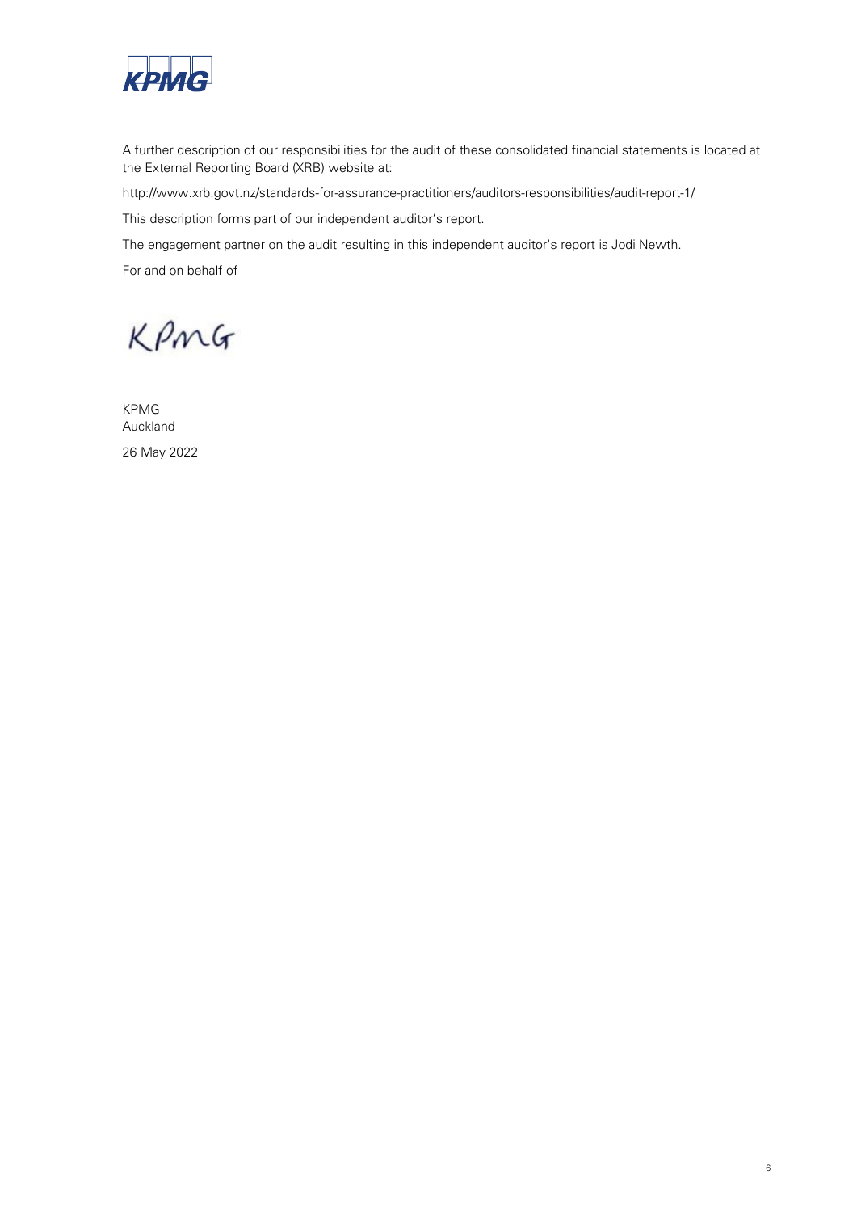A further description of our responsibilities for the audit of these consolidated financial statements is located at the External Reporting Board (XRB) website at:

http://www.xrb.govt.nz/standards-for-assurance-practitioners/auditors-responsibilities/audit-report-1/

This description forms part of our independent auditor's report.

The engagement partner on the audit resulting in this independent auditor's report is Jodi Newth.

For and on behalf of

KPMG

KPMG
Auckland

26 May 2022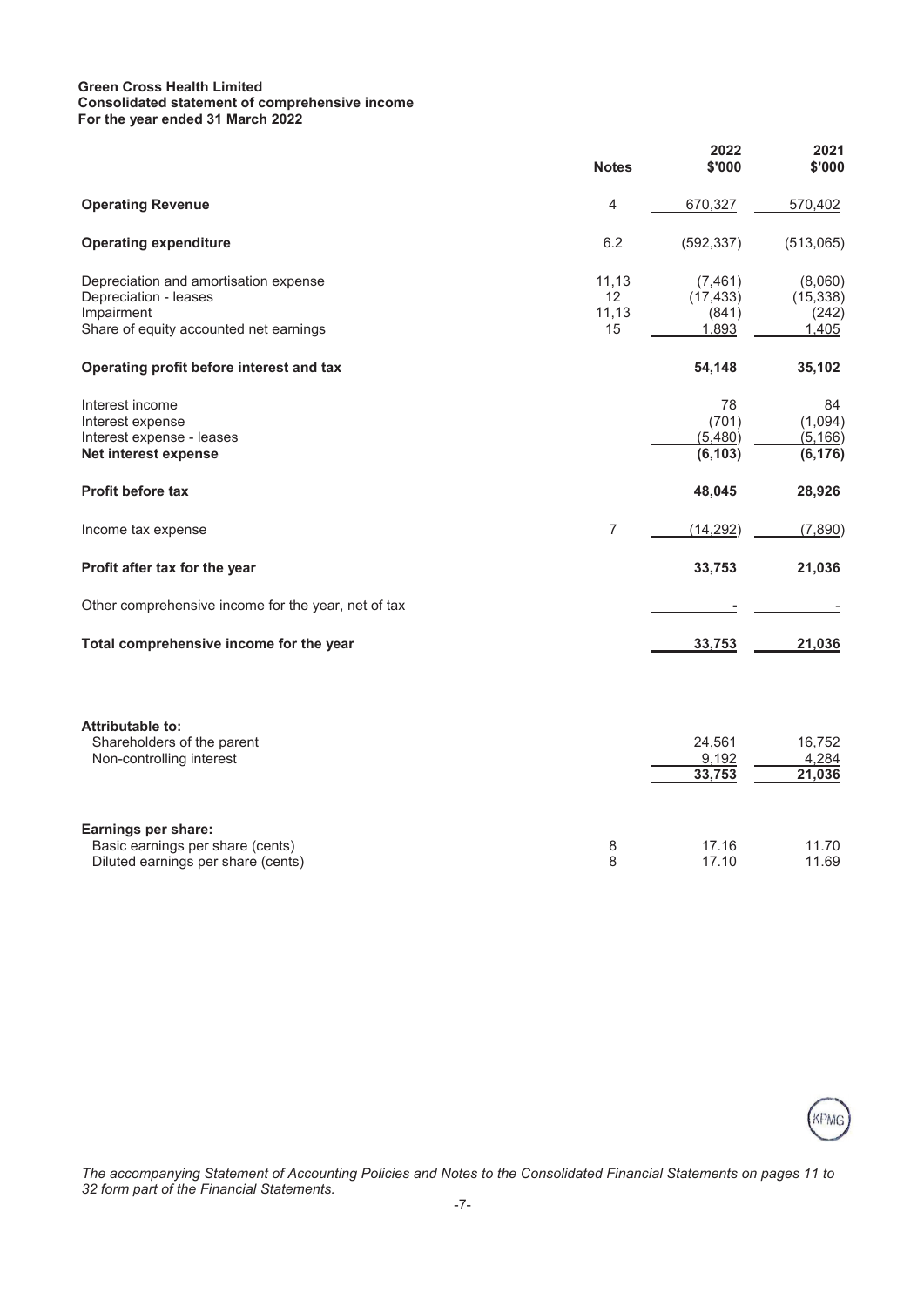**Green Cross Health Limited**
**Consolidated statement of comprehensive income**
**For the year ended 31 March 2022**

| | Notes | 2022 \$'000 | 2021 \$'000 |
|---|---|---|---|
| **Operating Revenue** | 4 | 670,327 | 570,402 |
| **Operating expenditure** | 6.2 | (592,337) | (513,065) |
| Depreciation and amortisation expense | 11,13 | (7,461) | (8,060) |
| Depreciation - leases | 12 | (17,433) | (15,338) |
| Impairment | 11,13 | (841) | (242) |
| Share of equity accounted net earnings | 15 | 1,893 | 1,405 |
| **Operating profit before interest and tax** | | **54,148** | **35,102** |
| Interest income | | 78 | 84 |
| Interest expense | | (701) | (1,094) |
| Interest expense - leases | | (5,480) | (5,166) |
| **Net interest expense** | | **(6,103)** | **(6,176)** |
| **Profit before tax** | | **48,045** | **28,926** |
| Income tax expense | 7 | (14,292) | (7,890) |
| **Profit after tax for the year** | | **33,753** | **21,036** |
| Other comprehensive income for the year, net of tax | | - | - |
| **Total comprehensive income for the year** | | **33,753** | **21,036** |
| | | | |
| **Attributable to:** | | | |
| Shareholders of the parent | | 24,561 | 16,752 |
| Non-controlling interest | | 9,192 | 4,284 |
| | | **33,753** | **21,036** |
| | | | |
| **Earnings per share:** | | | |
| Basic earnings per share (cents) | 8 | 17.16 | 11.70 |
| Diluted earnings per share (cents) | 8 | 17.10 | 11.69 |

*The accompanying Statement of Accounting Policies and Notes to the Consolidated Financial Statements on pages 11 to 32 form part of the Financial Statements.*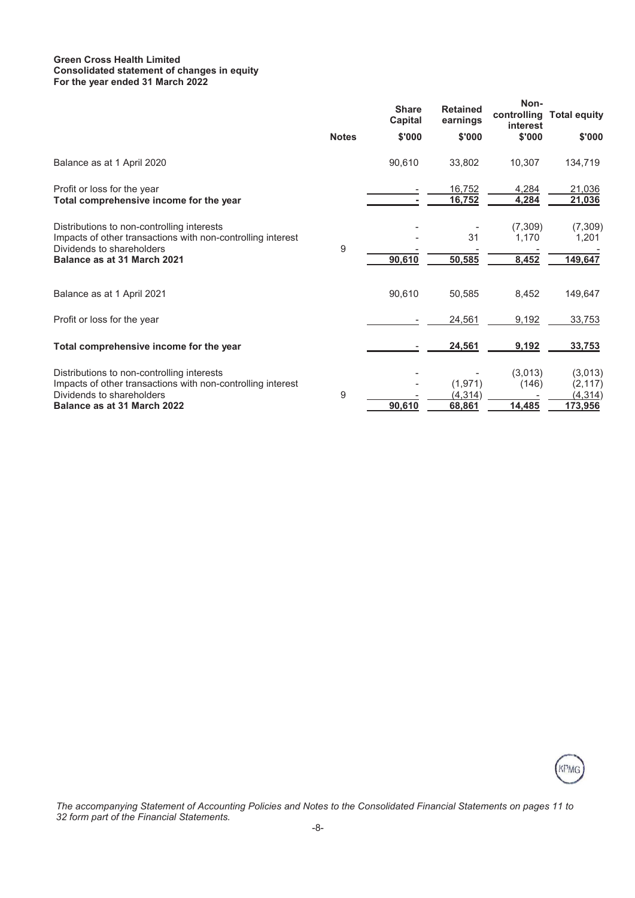**Green Cross Health Limited**
**Consolidated statement of changes in equity**
**For the year ended 31 March 2022**

| | Notes | Share Capital | Retained earnings | Non-controlling interest | Total equity |
|---|---|---|---|---|---|
| | | $'000 | $'000 | $'000 | $'000 |
| Balance as at 1 April 2020 | | 90,610 | 33,802 | 10,307 | 134,719 |
| Profit or loss for the year | | - | 16,752 | 4,284 | 21,036 |
| **Total comprehensive income for the year** | | - | 16,752 | 4,284 | 21,036 |
| Distributions to non-controlling interests | | - | - | (7,309) | (7,309) |
| Impacts of other transactions with non-controlling interest | | - | 31 | 1,170 | 1,201 |
| Dividends to shareholders | 9 | - | - | - | - |
| **Balance as at 31 March 2021** | | 90,610 | 50,585 | 8,452 | 149,647 |
| Balance as at 1 April 2021 | | 90,610 | 50,585 | 8,452 | 149,647 |
| Profit or loss for the year | | - | 24,561 | 9,192 | 33,753 |
| **Total comprehensive income for the year** | | - | **24,561** | **9,192** | **33,753** |
| Distributions to non-controlling interests | | - | - | (3,013) | (3,013) |
| Impacts of other transactions with non-controlling interest | | - | (1,971) | (146) | (2,117) |
| Dividends to shareholders | 9 | - | (4,314) | - | (4,314) |
| **Balance as at 31 March 2022** | | 90,610 | 68,861 | 14,485 | 173,956 |

*The accompanying Statement of Accounting Policies and Notes to the Consolidated Financial Statements on pages 11 to 32 form part of the Financial Statements.*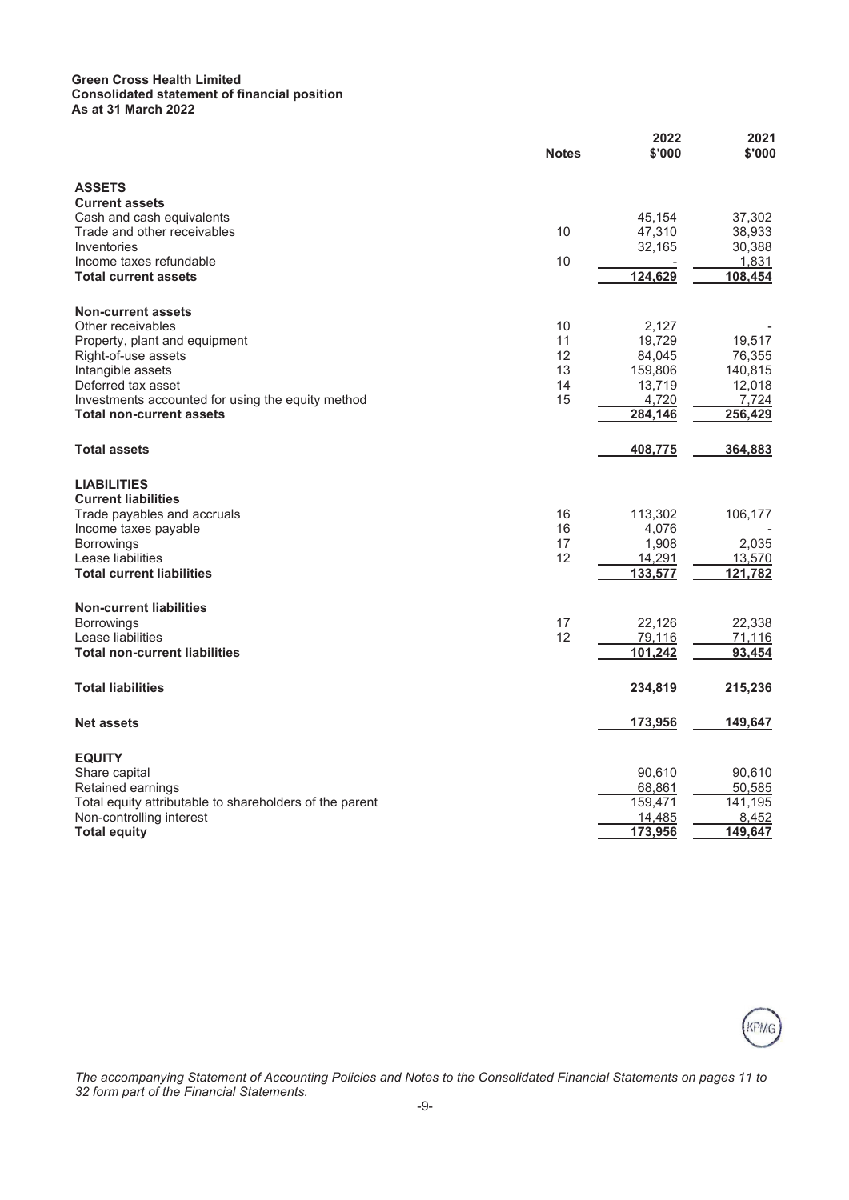**Green Cross Health Limited**
**Consolidated statement of financial position**
**As at 31 March 2022**

| | Notes | 2022 $'000 | 2021 $'000 |
|---|---|---|---|
| **ASSETS** | | | |
| **Current assets** | | | |
| Cash and cash equivalents | | 45,154 | 37,302 |
| Trade and other receivables | 10 | 47,310 | 38,933 |
| Inventories | | 32,165 | 30,388 |
| Income taxes refundable | 10 | - | 1,831 |
| **Total current assets** | | **124,629** | **108,454** |
| | | | |
| **Non-current assets** | | | |
| Other receivables | 10 | 2,127 | - |
| Property, plant and equipment | 11 | 19,729 | 19,517 |
| Right-of-use assets | 12 | 84,045 | 76,355 |
| Intangible assets | 13 | 159,806 | 140,815 |
| Deferred tax asset | 14 | 13,719 | 12,018 |
| Investments accounted for using the equity method | 15 | 4,720 | 7,724 |
| **Total non-current assets** | | **284,146** | **256,429** |
| | | | |
| **Total assets** | | **408,775** | **364,883** |
| | | | |
| **LIABILITIES** | | | |
| **Current liabilities** | | | |
| Trade payables and accruals | 16 | 113,302 | 106,177 |
| Income taxes payable | 16 | 4,076 | - |
| Borrowings | 17 | 1,908 | 2,035 |
| Lease liabilities | 12 | 14,291 | 13,570 |
| **Total current liabilities** | | **133,577** | **121,782** |
| | | | |
| **Non-current liabilities** | | | |
| Borrowings | 17 | 22,126 | 22,338 |
| Lease liabilities | 12 | 79,116 | 71,116 |
| **Total non-current liabilities** | | **101,242** | **93,454** |
| | | | |
| **Total liabilities** | | **234,819** | **215,236** |
| | | | |
| **Net assets** | | **173,956** | **149,647** |
| | | | |
| **EQUITY** | | | |
| Share capital | | 90,610 | 90,610 |
| Retained earnings | | 68,861 | 50,585 |
| Total equity attributable to shareholders of the parent | | 159,471 | 141,195 |
| Non-controlling interest | | 14,485 | 8,452 |
| **Total equity** | | **173,956** | **149,647** |

*The accompanying Statement of Accounting Policies and Notes to the Consolidated Financial Statements on pages 11 to 32 form part of the Financial Statements.*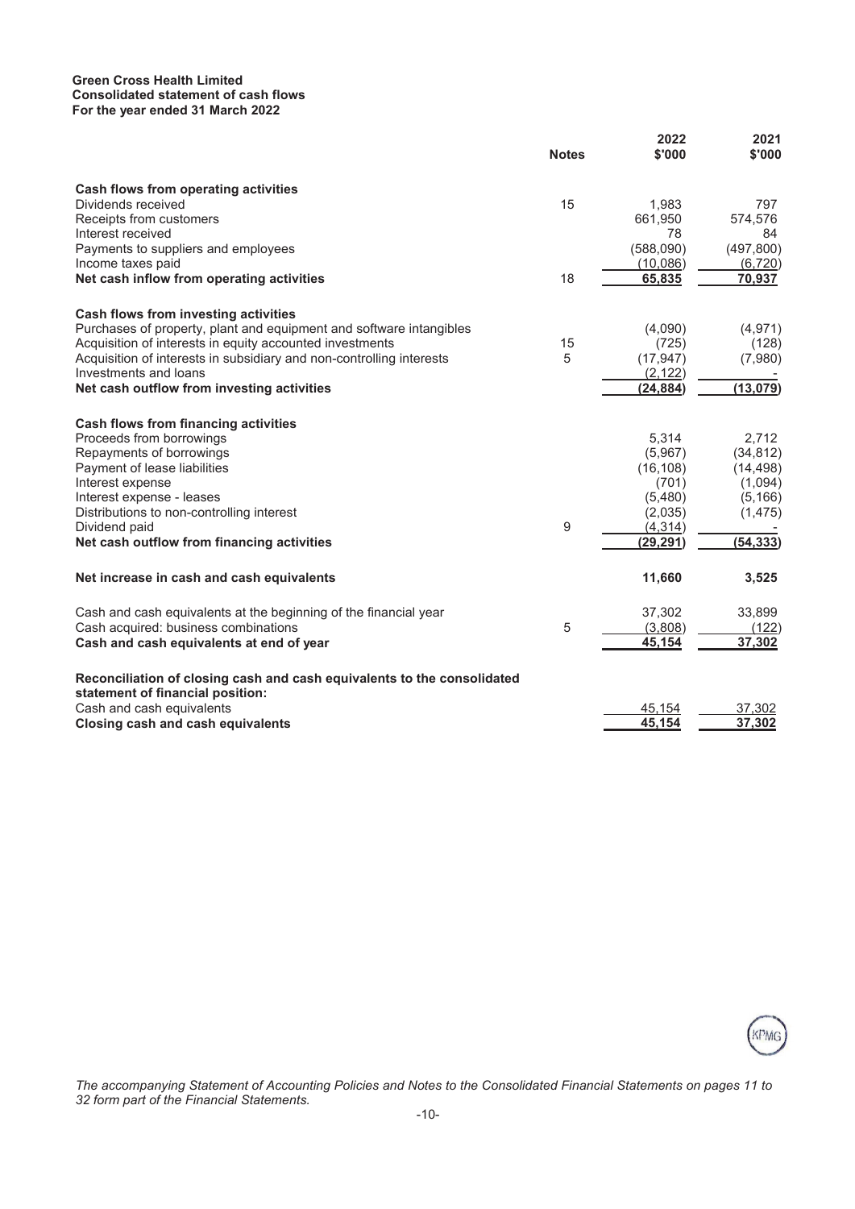**Green Cross Health Limited**
**Consolidated statement of cash flows**
**For the year ended 31 March 2022**

| | Notes | 2022 \$'000 | 2021 \$'000 |
|---|---|---|---|
| **Cash flows from operating activities** | | | |
| Dividends received | 15 | 1,983 | 797 |
| Receipts from customers | | 661,950 | 574,576 |
| Interest received | | 78 | 84 |
| Payments to suppliers and employees | | (588,090) | (497,800) |
| Income taxes paid | | (10,086) | (6,720) |
| **Net cash inflow from operating activities** | 18 | **65,835** | **70,937** |
| **Cash flows from investing activities** | | | |
| Purchases of property, plant and equipment and software intangibles | | (4,090) | (4,971) |
| Acquisition of interests in equity accounted investments | 15 | (725) | (128) |
| Acquisition of interests in subsidiary and non-controlling interests | 5 | (17,947) | (7,980) |
| Investments and loans | | (2,122) | - |
| **Net cash outflow from investing activities** | | **(24,884)** | **(13,079)** |
| **Cash flows from financing activities** | | | |
| Proceeds from borrowings | | 5,314 | 2,712 |
| Repayments of borrowings | | (5,967) | (34,812) |
| Payment of lease liabilities | | (16,108) | (14,498) |
| Interest expense | | (701) | (1,094) |
| Interest expense - leases | | (5,480) | (5,166) |
| Distributions to non-controlling interest | | (2,035) | (1,475) |
| Dividend paid | 9 | (4,314) | - |
| **Net cash outflow from financing activities** | | **(29,291)** | **(54,333)** |
| **Net increase in cash and cash equivalents** | | **11,660** | **3,525** |
| Cash and cash equivalents at the beginning of the financial year | | 37,302 | 33,899 |
| Cash acquired: business combinations | 5 | (3,808) | (122) |
| **Cash and cash equivalents at end of year** | | **45,154** | **37,302** |
| **Reconciliation of closing cash and cash equivalents to the consolidated statement of financial position:** | | | |
| Cash and cash equivalents | | 45,154 | 37,302 |
| **Closing cash and cash equivalents** | | **45,154** | **37,302** |

*The accompanying Statement of Accounting Policies and Notes to the Consolidated Financial Statements on pages 11 to 32 form part of the Financial Statements.*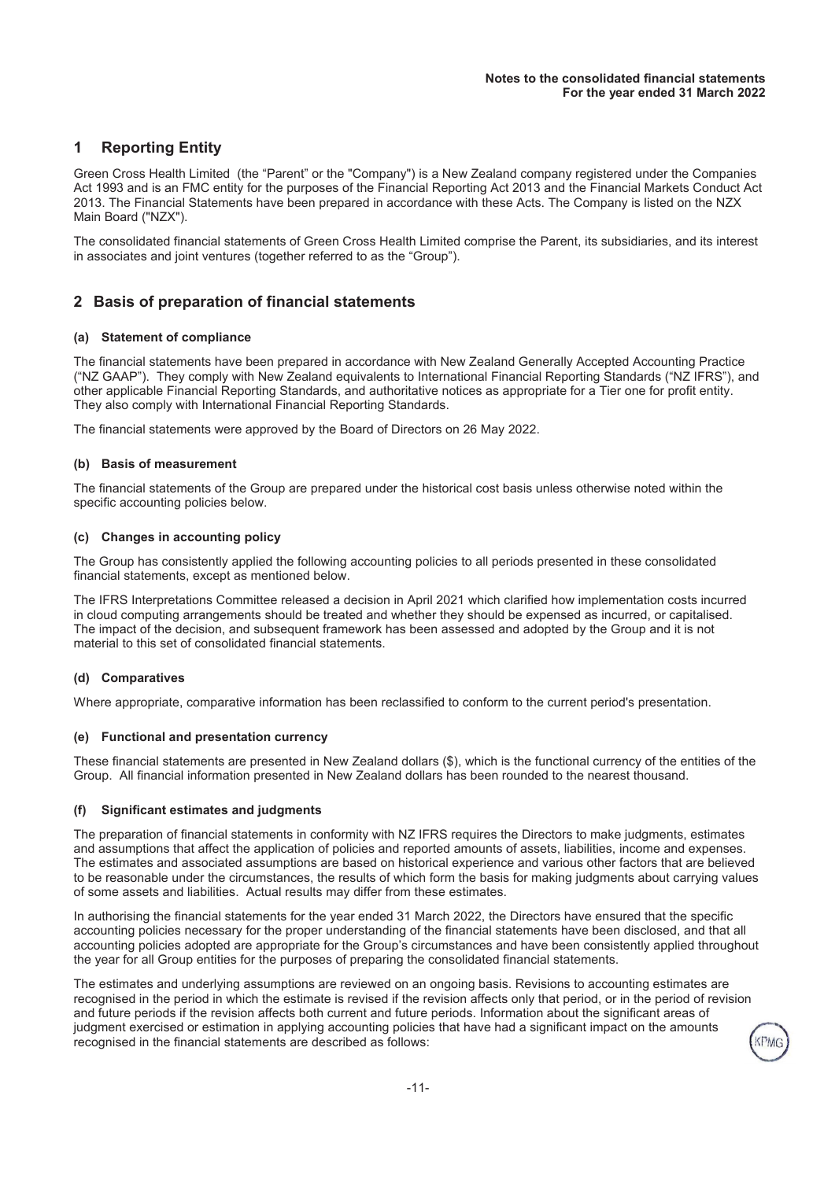# 1 Reporting Entity

Green Cross Health Limited (the "Parent" or the "Company") is a New Zealand company registered under the Companies Act 1993 and is an FMC entity for the purposes of the Financial Reporting Act 2013 and the Financial Markets Conduct Act 2013. The Financial Statements have been prepared in accordance with these Acts. The Company is listed on the NZX Main Board ("NZX").

The consolidated financial statements of Green Cross Health Limited comprise the Parent, its subsidiaries, and its interest in associates and joint ventures (together referred to as the "Group").

# 2 Basis of preparation of financial statements

### (a) Statement of compliance

The financial statements have been prepared in accordance with New Zealand Generally Accepted Accounting Practice ("NZ GAAP"). They comply with New Zealand equivalents to International Financial Reporting Standards ("NZ IFRS"), and other applicable Financial Reporting Standards, and authoritative notices as appropriate for a Tier one for profit entity. They also comply with International Financial Reporting Standards.

The financial statements were approved by the Board of Directors on 26 May 2022.

### (b) Basis of measurement

The financial statements of the Group are prepared under the historical cost basis unless otherwise noted within the specific accounting policies below.

### (c) Changes in accounting policy

The Group has consistently applied the following accounting policies to all periods presented in these consolidated financial statements, except as mentioned below.

The IFRS Interpretations Committee released a decision in April 2021 which clarified how implementation costs incurred in cloud computing arrangements should be treated and whether they should be expensed as incurred, or capitalised. The impact of the decision, and subsequent framework has been assessed and adopted by the Group and it is not material to this set of consolidated financial statements.

### (d) Comparatives

Where appropriate, comparative information has been reclassified to conform to the current period's presentation.

### (e) Functional and presentation currency

These financial statements are presented in New Zealand dollars ($), which is the functional currency of the entities of the Group. All financial information presented in New Zealand dollars has been rounded to the nearest thousand.

### (f) Significant estimates and judgments

The preparation of financial statements in conformity with NZ IFRS requires the Directors to make judgments, estimates and assumptions that affect the application of policies and reported amounts of assets, liabilities, income and expenses. The estimates and associated assumptions are based on historical experience and various other factors that are believed to be reasonable under the circumstances, the results of which form the basis for making judgments about carrying values of some assets and liabilities. Actual results may differ from these estimates.

In authorising the financial statements for the year ended 31 March 2022, the Directors have ensured that the specific accounting policies necessary for the proper understanding of the financial statements have been disclosed, and that all accounting policies adopted are appropriate for the Group's circumstances and have been consistently applied throughout the year for all Group entities for the purposes of preparing the consolidated financial statements.

The estimates and underlying assumptions are reviewed on an ongoing basis. Revisions to accounting estimates are recognised in the period in which the estimate is revised if the revision affects only that period, or in the period of revision and future periods if the revision affects both current and future periods. Information about the significant areas of judgment exercised or estimation in applying accounting policies that have had a significant impact on the amounts recognised in the financial statements are described as follows: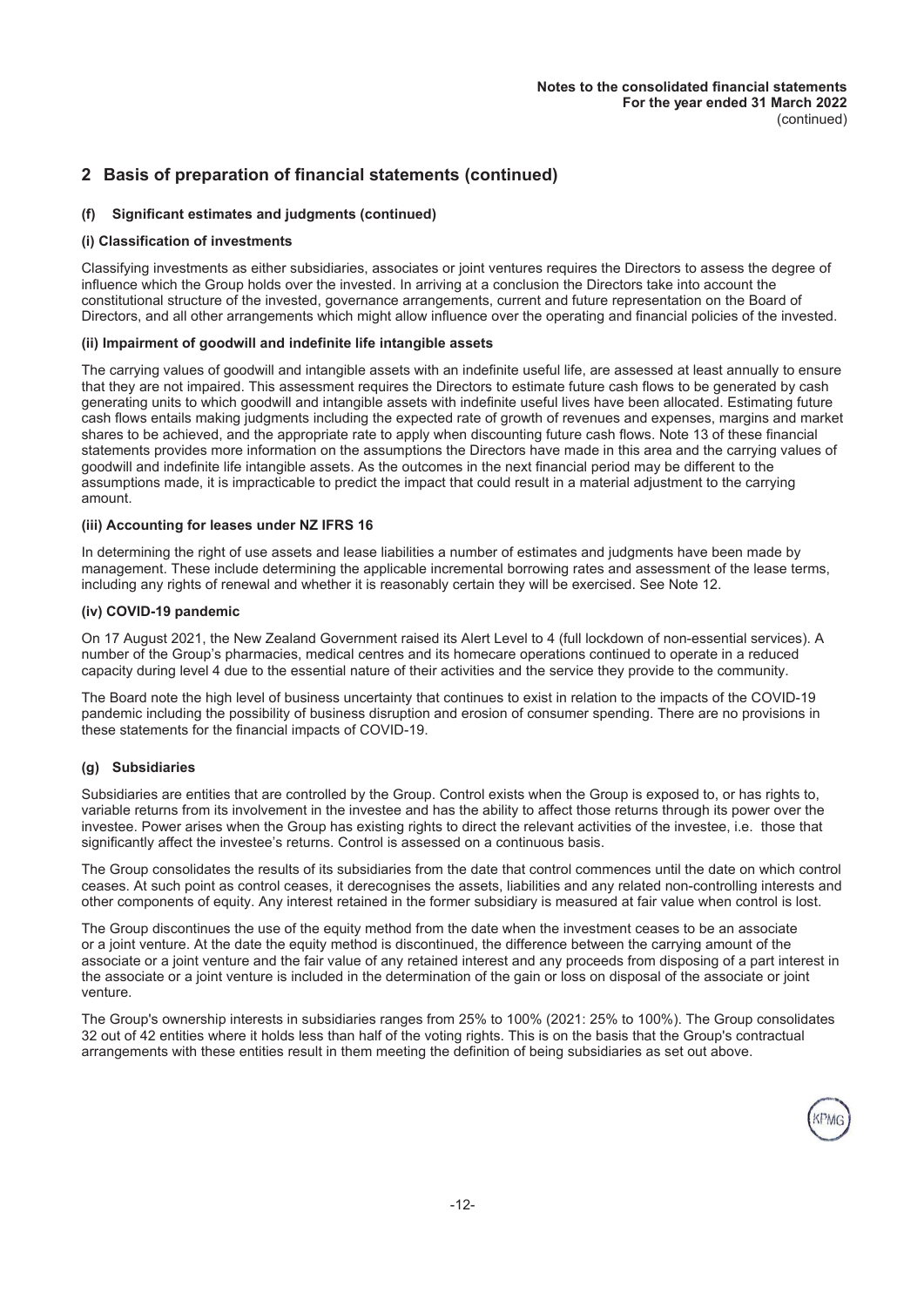## 2 Basis of preparation of financial statements (continued)

### (f) Significant estimates and judgments (continued)

#### (i) Classification of investments

Classifying investments as either subsidiaries, associates or joint ventures requires the Directors to assess the degree of influence which the Group holds over the invested. In arriving at a conclusion the Directors take into account the constitutional structure of the invested, governance arrangements, current and future representation on the Board of Directors, and all other arrangements which might allow influence over the operating and financial policies of the invested.

#### (ii) Impairment of goodwill and indefinite life intangible assets

The carrying values of goodwill and intangible assets with an indefinite useful life, are assessed at least annually to ensure that they are not impaired. This assessment requires the Directors to estimate future cash flows to be generated by cash generating units to which goodwill and intangible assets with indefinite useful lives have been allocated. Estimating future cash flows entails making judgments including the expected rate of growth of revenues and expenses, margins and market shares to be achieved, and the appropriate rate to apply when discounting future cash flows. Note 13 of these financial statements provides more information on the assumptions the Directors have made in this area and the carrying values of goodwill and indefinite life intangible assets. As the outcomes in the next financial period may be different to the assumptions made, it is impracticable to predict the impact that could result in a material adjustment to the carrying amount.

#### (iii) Accounting for leases under NZ IFRS 16

In determining the right of use assets and lease liabilities a number of estimates and judgments have been made by management. These include determining the applicable incremental borrowing rates and assessment of the lease terms, including any rights of renewal and whether it is reasonably certain they will be exercised. See Note 12.

#### (iv) COVID-19 pandemic

On 17 August 2021, the New Zealand Government raised its Alert Level to 4 (full lockdown of non-essential services). A number of the Group's pharmacies, medical centres and its homecare operations continued to operate in a reduced capacity during level 4 due to the essential nature of their activities and the service they provide to the community.

The Board note the high level of business uncertainty that continues to exist in relation to the impacts of the COVID-19 pandemic including the possibility of business disruption and erosion of consumer spending. There are no provisions in these statements for the financial impacts of COVID-19.

### (g) Subsidiaries

Subsidiaries are entities that are controlled by the Group. Control exists when the Group is exposed to, or has rights to, variable returns from its involvement in the investee and has the ability to affect those returns through its power over the investee. Power arises when the Group has existing rights to direct the relevant activities of the investee, i.e. those that significantly affect the investee's returns. Control is assessed on a continuous basis.

The Group consolidates the results of its subsidiaries from the date that control commences until the date on which control ceases. At such point as control ceases, it derecognises the assets, liabilities and any related non-controlling interests and other components of equity. Any interest retained in the former subsidiary is measured at fair value when control is lost.

The Group discontinues the use of the equity method from the date when the investment ceases to be an associate or a joint venture. At the date the equity method is discontinued, the difference between the carrying amount of the associate or a joint venture and the fair value of any retained interest and any proceeds from disposing of a part interest in the associate or a joint venture is included in the determination of the gain or loss on disposal of the associate or joint venture.

The Group's ownership interests in subsidiaries ranges from 25% to 100% (2021: 25% to 100%). The Group consolidates 32 out of 42 entities where it holds less than half of the voting rights. This is on the basis that the Group's contractual arrangements with these entities result in them meeting the definition of being subsidiaries as set out above.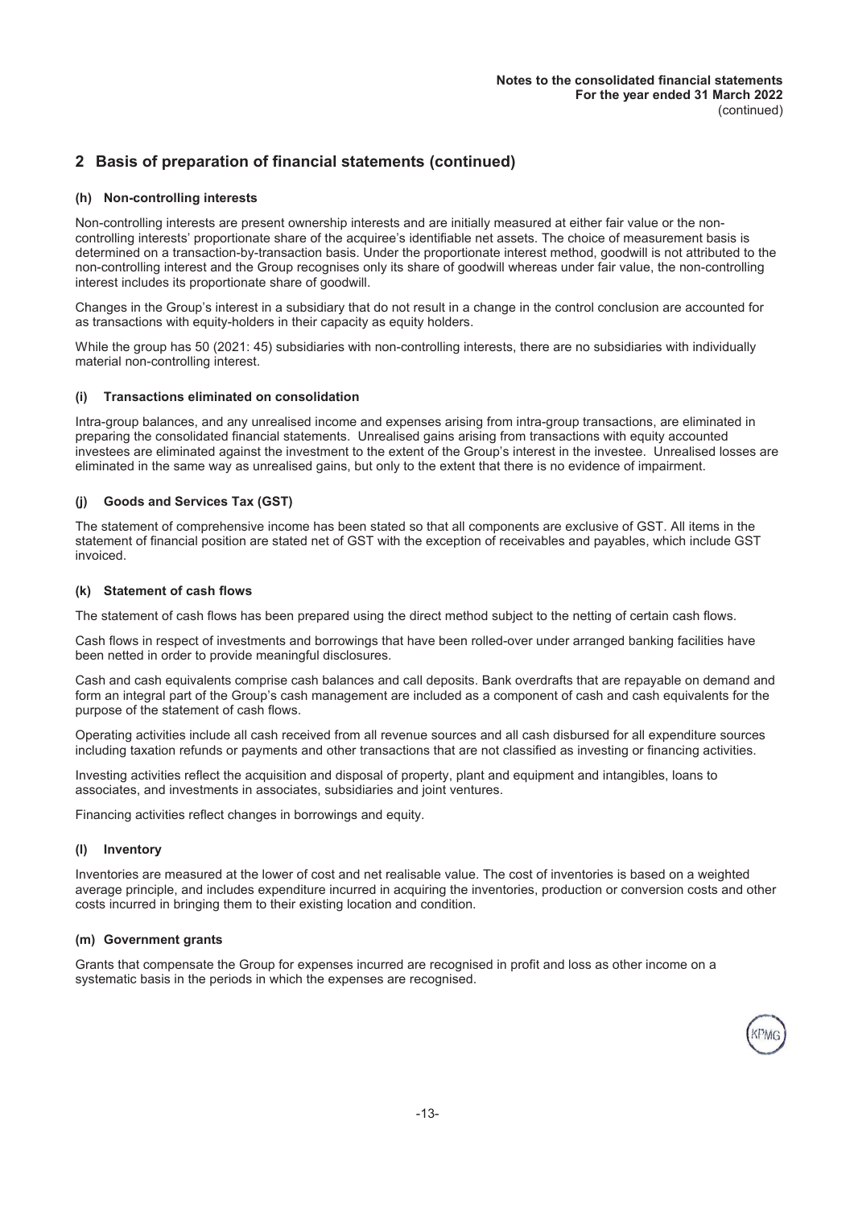## 2 Basis of preparation of financial statements (continued)

### (h) Non-controlling interests

Non-controlling interests are present ownership interests and are initially measured at either fair value or the non-controlling interests' proportionate share of the acquiree's identifiable net assets. The choice of measurement basis is determined on a transaction-by-transaction basis. Under the proportionate interest method, goodwill is not attributed to the non-controlling interest and the Group recognises only its share of goodwill whereas under fair value, the non-controlling interest includes its proportionate share of goodwill.

Changes in the Group's interest in a subsidiary that do not result in a change in the control conclusion are accounted for as transactions with equity-holders in their capacity as equity holders.

While the group has 50 (2021: 45) subsidiaries with non-controlling interests, there are no subsidiaries with individually material non-controlling interest.

### (i) Transactions eliminated on consolidation

Intra-group balances, and any unrealised income and expenses arising from intra-group transactions, are eliminated in preparing the consolidated financial statements. Unrealised gains arising from transactions with equity accounted investees are eliminated against the investment to the extent of the Group's interest in the investee. Unrealised losses are eliminated in the same way as unrealised gains, but only to the extent that there is no evidence of impairment.

### (j) Goods and Services Tax (GST)

The statement of comprehensive income has been stated so that all components are exclusive of GST. All items in the statement of financial position are stated net of GST with the exception of receivables and payables, which include GST invoiced.

### (k) Statement of cash flows

The statement of cash flows has been prepared using the direct method subject to the netting of certain cash flows.

Cash flows in respect of investments and borrowings that have been rolled-over under arranged banking facilities have been netted in order to provide meaningful disclosures.

Cash and cash equivalents comprise cash balances and call deposits. Bank overdrafts that are repayable on demand and form an integral part of the Group's cash management are included as a component of cash and cash equivalents for the purpose of the statement of cash flows.

Operating activities include all cash received from all revenue sources and all cash disbursed for all expenditure sources including taxation refunds or payments and other transactions that are not classified as investing or financing activities.

Investing activities reflect the acquisition and disposal of property, plant and equipment and intangibles, loans to associates, and investments in associates, subsidiaries and joint ventures.

Financing activities reflect changes in borrowings and equity.

### (l) Inventory

Inventories are measured at the lower of cost and net realisable value. The cost of inventories is based on a weighted average principle, and includes expenditure incurred in acquiring the inventories, production or conversion costs and other costs incurred in bringing them to their existing location and condition.

### (m) Government grants

Grants that compensate the Group for expenses incurred are recognised in profit and loss as other income on a systematic basis in the periods in which the expenses are recognised.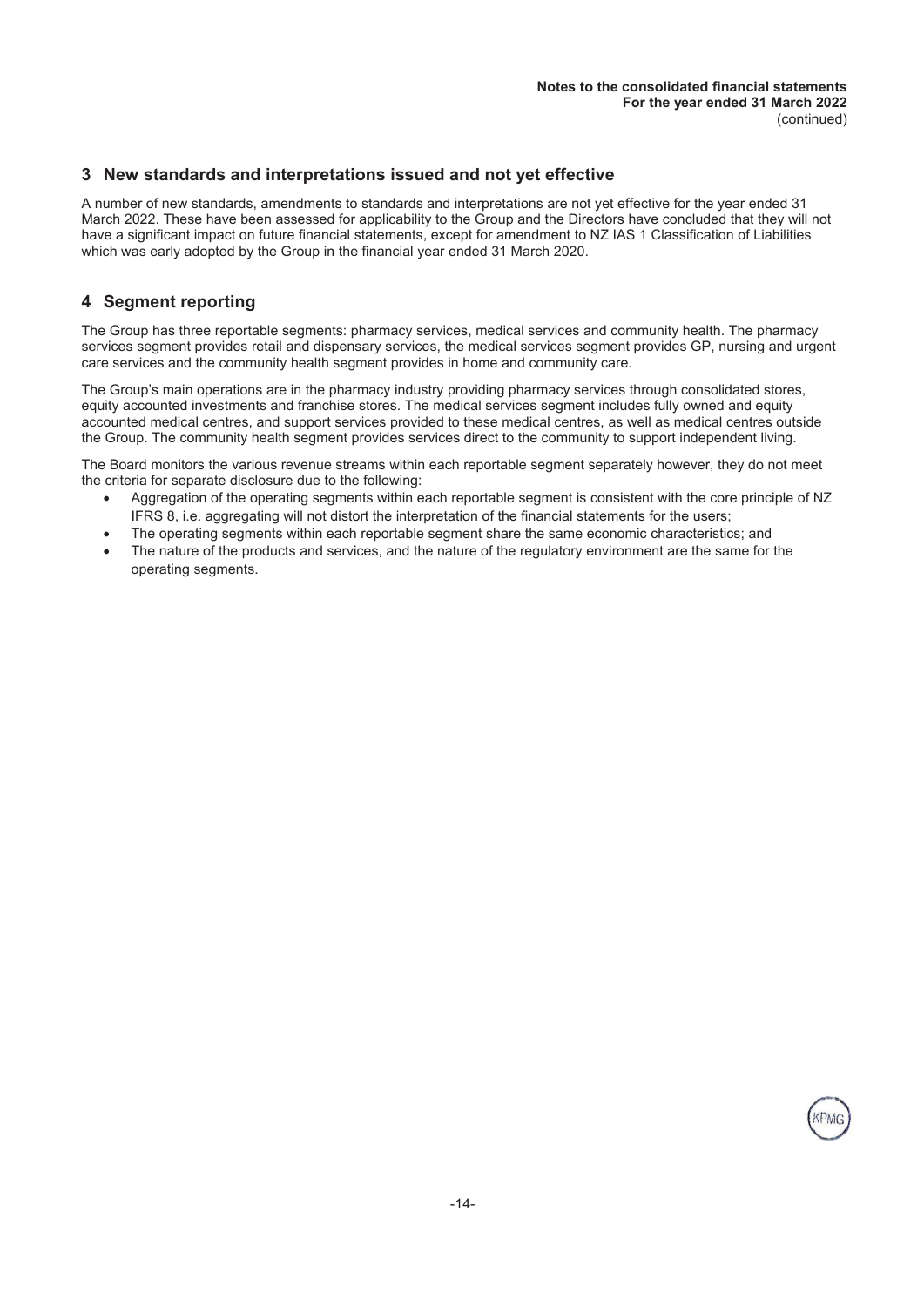## 3 New standards and interpretations issued and not yet effective

A number of new standards, amendments to standards and interpretations are not yet effective for the year ended 31 March 2022. These have been assessed for applicability to the Group and the Directors have concluded that they will not have a significant impact on future financial statements, except for amendment to NZ IAS 1 Classification of Liabilities which was early adopted by the Group in the financial year ended 31 March 2020.

## 4 Segment reporting

The Group has three reportable segments: pharmacy services, medical services and community health. The pharmacy services segment provides retail and dispensary services, the medical services segment provides GP, nursing and urgent care services and the community health segment provides in home and community care.

The Group's main operations are in the pharmacy industry providing pharmacy services through consolidated stores, equity accounted investments and franchise stores. The medical services segment includes fully owned and equity accounted medical centres, and support services provided to these medical centres, as well as medical centres outside the Group. The community health segment provides services direct to the community to support independent living.

The Board monitors the various revenue streams within each reportable segment separately however, they do not meet the criteria for separate disclosure due to the following:

- Aggregation of the operating segments within each reportable segment is consistent with the core principle of NZ IFRS 8, i.e. aggregating will not distort the interpretation of the financial statements for the users;
- The operating segments within each reportable segment share the same economic characteristics; and
- The nature of the products and services, and the nature of the regulatory environment are the same for the operating segments.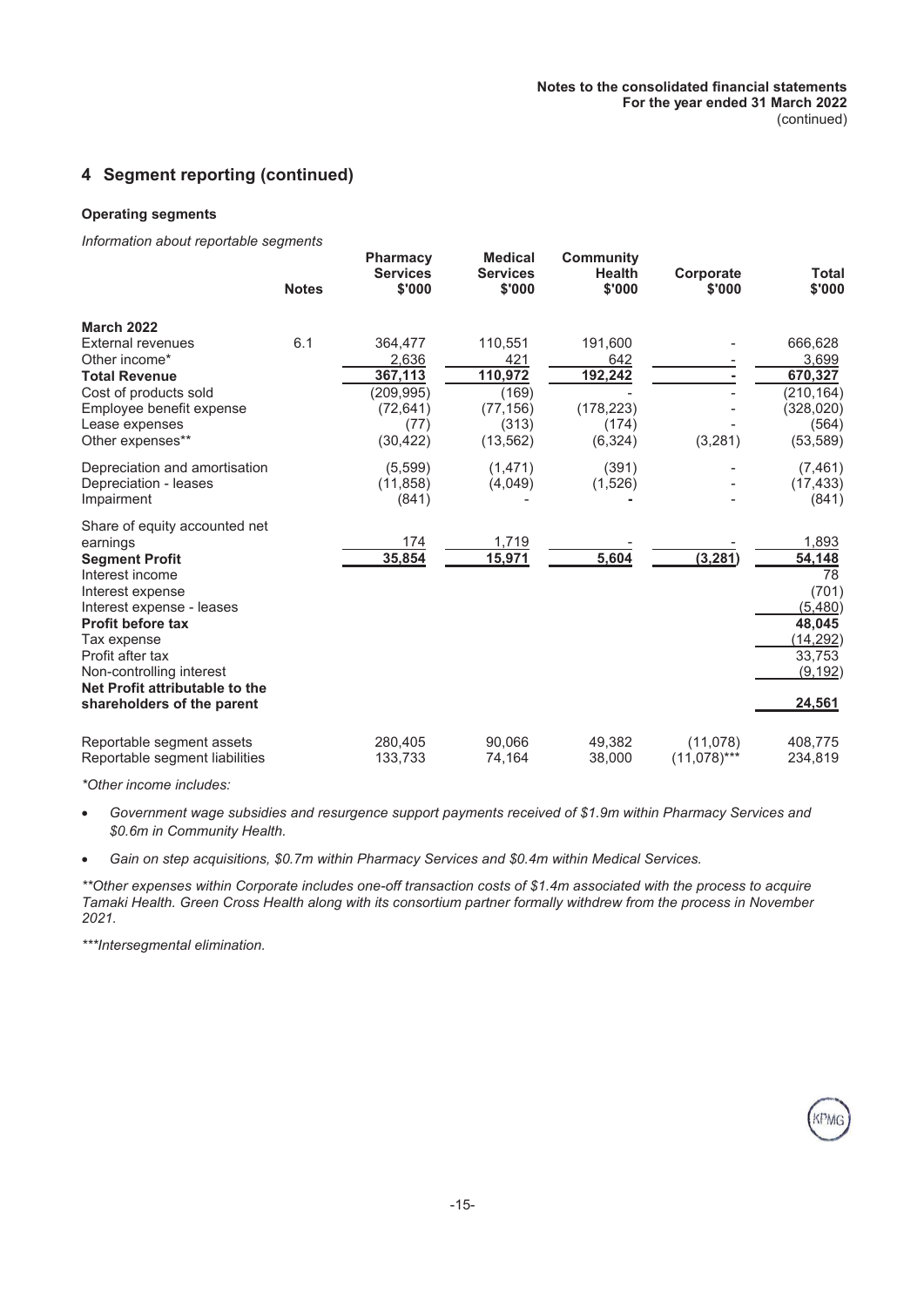## 4 Segment reporting (continued)

### Operating segments

*Information about reportable segments*

| | Notes | Pharmacy Services $'000 | Medical Services $'000 | Community Health $'000 | Corporate $'000 | Total $'000 |
|---|---|---|---|---|---|---|
| **March 2022** | | | | | | |
| External revenues | 6.1 | 364,477 | 110,551 | 191,600 | - | 666,628 |
| Other income* | | 2,636 | 421 | 642 | - | 3,699 |
| **Total Revenue** | | **367,113** | **110,972** | **192,242** | **-** | **670,327** |
| Cost of products sold | | (209,995) | (169) | - | - | (210,164) |
| Employee benefit expense | | (72,641) | (77,156) | (178,223) | - | (328,020) |
| Lease expenses | | (77) | (313) | (174) | - | (564) |
| Other expenses** | | (30,422) | (13,562) | (6,324) | (3,281) | (53,589) |
| Depreciation and amortisation | | (5,599) | (1,471) | (391) | - | (7,461) |
| Depreciation - leases | | (11,858) | (4,049) | (1,526) | - | (17,433) |
| Impairment | | (841) | - | - | - | (841) |
| Share of equity accounted net earnings | | 174 | 1,719 | - | - | 1,893 |
| **Segment Profit** | | **35,854** | **15,971** | **5,604** | **(3,281)** | **54,148** |
| Interest income | | | | | | 78 |
| Interest expense | | | | | | (701) |
| Interest expense - leases | | | | | | (5,480) |
| **Profit before tax** | | | | | | **48,045** |
| Tax expense | | | | | | (14,292) |
| Profit after tax | | | | | | 33,753 |
| Non-controlling interest | | | | | | (9,192) |
| **Net Profit attributable to the shareholders of the parent** | | | | | | **24,561** |
| Reportable segment assets | | 280,405 | 90,066 | 49,382 | (11,078) | 408,775 |
| Reportable segment liabilities | | 133,733 | 74,164 | 38,000 | (11,078)*** | 234,819 |

*\*Other income includes:*

- *Government wage subsidies and resurgence support payments received of $1.9m within Pharmacy Services and $0.6m in Community Health.*
- *Gain on step acquisitions, $0.7m within Pharmacy Services and $0.4m within Medical Services.*

*\*\*Other expenses within Corporate includes one-off transaction costs of $1.4m associated with the process to acquire Tamaki Health. Green Cross Health along with its consortium partner formally withdrew from the process in November 2021.*

*\*\*\*Intersegmental elimination.*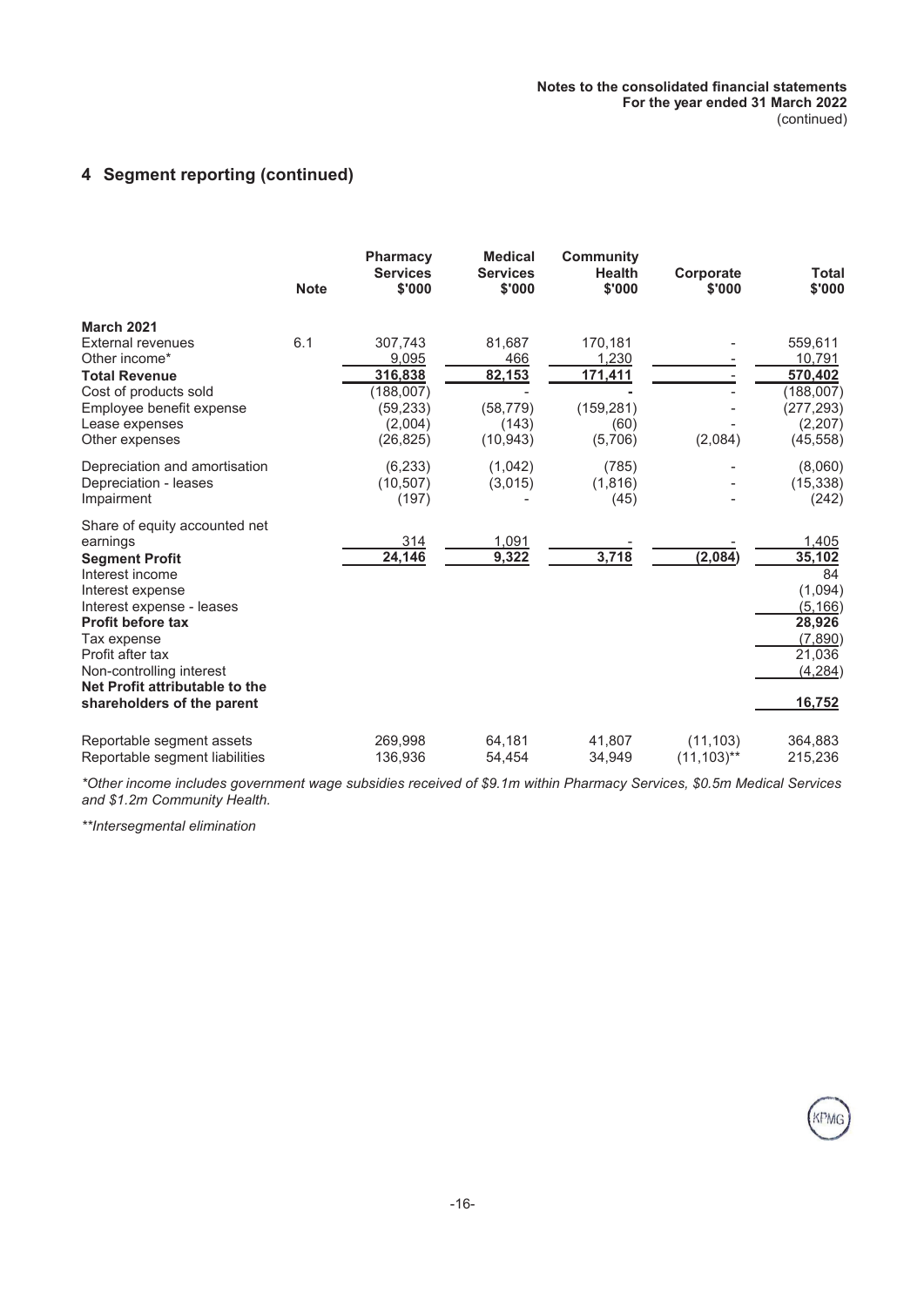## 4 Segment reporting (continued)

| | Note | Pharmacy Services $'000 | Medical Services $'000 | Community Health $'000 | Corporate $'000 | Total $'000 |
|---|---|---|---|---|---|---|
| **March 2021** | | | | | | |
| External revenues | 6.1 | 307,743 | 81,687 | 170,181 | - | 559,611 |
| Other income* | | 9,095 | 466 | 1,230 | - | 10,791 |
| **Total Revenue** | | **316,838** | **82,153** | **171,411** | - | **570,402** |
| Cost of products sold | | (188,007) | - | - | - | (188,007) |
| Employee benefit expense | | (59,233) | (58,779) | (159,281) | - | (277,293) |
| Lease expenses | | (2,004) | (143) | (60) | - | (2,207) |
| Other expenses | | (26,825) | (10,943) | (5,706) | (2,084) | (45,558) |
| Depreciation and amortisation | | (6,233) | (1,042) | (785) | - | (8,060) |
| Depreciation - leases | | (10,507) | (3,015) | (1,816) | - | (15,338) |
| Impairment | | (197) | - | (45) | - | (242) |
| Share of equity accounted net earnings | | 314 | 1,091 | - | - | 1,405 |
| **Segment Profit** | | **24,146** | **9,322** | **3,718** | **(2,084)** | **35,102** |
| Interest income | | | | | | 84 |
| Interest expense | | | | | | (1,094) |
| Interest expense - leases | | | | | | (5,166) |
| **Profit before tax** | | | | | | **28,926** |
| Tax expense | | | | | | (7,890) |
| Profit after tax | | | | | | 21,036 |
| Non-controlling interest | | | | | | (4,284) |
| **Net Profit attributable to the shareholders of the parent** | | | | | | **16,752** |
| Reportable segment assets | | 269,998 | 64,181 | 41,807 | (11,103) | 364,883 |
| Reportable segment liabilities | | 136,936 | 54,454 | 34,949 | (11,103)** | 215,236 |

*Other income includes government wage subsidies received of $9.1m within Pharmacy Services, $0.5m Medical Services and $1.2m Community Health.*

***Intersegmental elimination*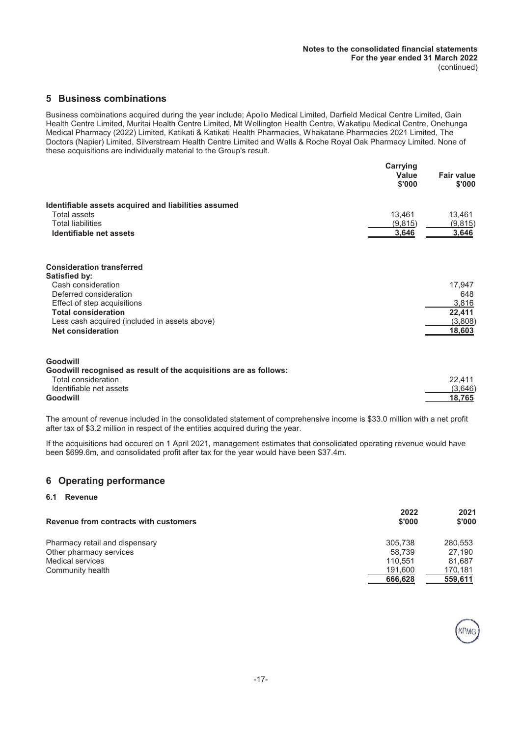## 5 Business combinations

Business combinations acquired during the year include; Apollo Medical Limited, Darfield Medical Centre Limited, Gain Health Centre Limited, Muritai Health Centre Limited, Mt Wellington Health Centre, Wakatipu Medical Centre, Onehunga Medical Pharmacy (2022) Limited, Katikati & Katikati Health Pharmacies, Whakatane Pharmacies 2021 Limited, The Doctors (Napier) Limited, Silverstream Health Centre Limited and Walls & Roche Royal Oak Pharmacy Limited. None of these acquisitions are individually material to the Group's result.

| | Carrying Value $'000 | Fair value $'000 |
|---|---|---|
| **Identifiable assets acquired and liabilities assumed** | | |
| Total assets | 13,461 | 13,461 |
| Total liabilities | (9,815) | (9,815) |
| **Identifiable net assets** | **3,646** | **3,646** |
| | | |
| **Consideration transferred** | | |
| **Satisfied by:** | | |
| Cash consideration | | 17,947 |
| Deferred consideration | | 648 |
| Effect of step acquisitions | | 3,816 |
| **Total consideration** | | **22,411** |
| Less cash acquired (included in assets above) | | (3,808) |
| **Net consideration** | | **18,603** |
| | | |
| **Goodwill** | | |
| **Goodwill recognised as result of the acquisitions are as follows:** | | |
| Total consideration | | 22,411 |
| Identifiable net assets | | (3,646) |
| **Goodwill** | | **18,765** |

The amount of revenue included in the consolidated statement of comprehensive income is $33.0 million with a net profit after tax of $3.2 million in respect of the entities acquired during the year.

If the acquisitions had occured on 1 April 2021, management estimates that consolidated operating revenue would have been $699.6m, and consolidated profit after tax for the year would have been $37.4m.

## 6 Operating performance

### 6.1 Revenue

| Revenue from contracts with customers | 2022 $'000 | 2021 $'000 |
|---|---|---|
| Pharmacy retail and dispensary | 305,738 | 280,553 |
| Other pharmacy services | 58,739 | 27,190 |
| Medical services | 110,551 | 81,687 |
| Community health | 191,600 | 170,181 |
| | **666,628** | **559,611** |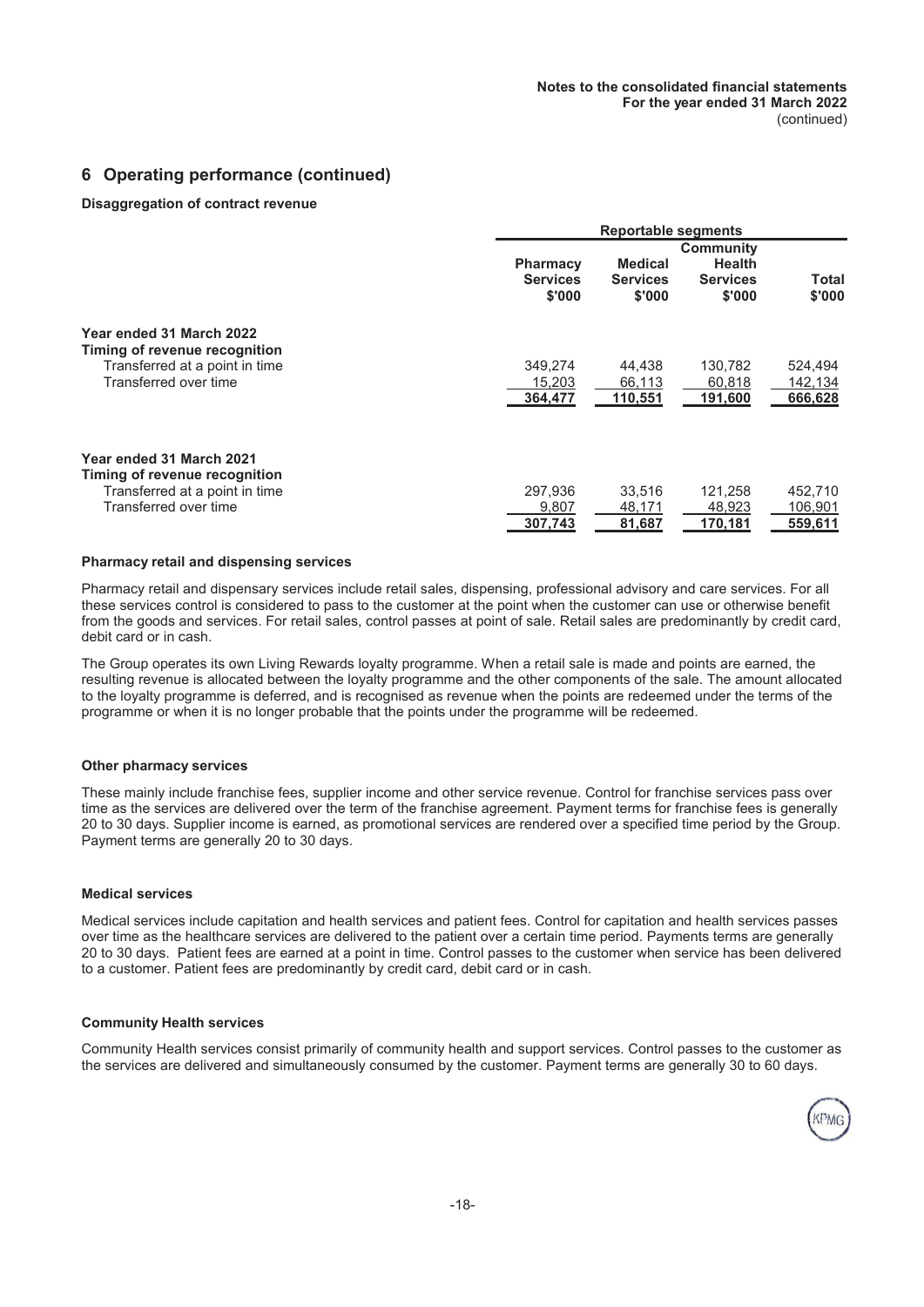## 6 Operating performance (continued)

**Disaggregation of contract revenue**

| | Reportable segments | | | |
|---|---|---|---|---|
| | Pharmacy Services $'000 | Medical Services $'000 | Community Health Services $'000 | Total $'000 |
| **Year ended 31 March 2022** | | | | |
| **Timing of revenue recognition** | | | | |
| Transferred at a point in time | 349,274 | 44,438 | 130,782 | 524,494 |
| Transferred over time | 15,203 | 66,113 | 60,818 | 142,134 |
| | **364,477** | **110,551** | **191,600** | **666,628** |
| **Year ended 31 March 2021** | | | | |
| **Timing of revenue recognition** | | | | |
| Transferred at a point in time | 297,936 | 33,516 | 121,258 | 452,710 |
| Transferred over time | 9,807 | 48,171 | 48,923 | 106,901 |
| | **307,743** | **81,687** | **170,181** | **559,611** |

**Pharmacy retail and dispensing services**

Pharmacy retail and dispensary services include retail sales, dispensing, professional advisory and care services. For all these services control is considered to pass to the customer at the point when the customer can use or otherwise benefit from the goods and services. For retail sales, control passes at point of sale. Retail sales are predominantly by credit card, debit card or in cash.

The Group operates its own Living Rewards loyalty programme. When a retail sale is made and points are earned, the resulting revenue is allocated between the loyalty programme and the other components of the sale. The amount allocated to the loyalty programme is deferred, and is recognised as revenue when the points are redeemed under the terms of the programme or when it is no longer probable that the points under the programme will be redeemed.

**Other pharmacy services**

These mainly include franchise fees, supplier income and other service revenue. Control for franchise services pass over time as the services are delivered over the term of the franchise agreement. Payment terms for franchise fees is generally 20 to 30 days. Supplier income is earned, as promotional services are rendered over a specified time period by the Group. Payment terms are generally 20 to 30 days.

**Medical services**

Medical services include capitation and health services and patient fees. Control for capitation and health services passes over time as the healthcare services are delivered to the patient over a certain time period. Payments terms are generally 20 to 30 days. Patient fees are earned at a point in time. Control passes to the customer when service has been delivered to a customer. Patient fees are predominantly by credit card, debit card or in cash.

**Community Health services**

Community Health services consist primarily of community health and support services. Control passes to the customer as the services are delivered and simultaneously consumed by the customer. Payment terms are generally 30 to 60 days.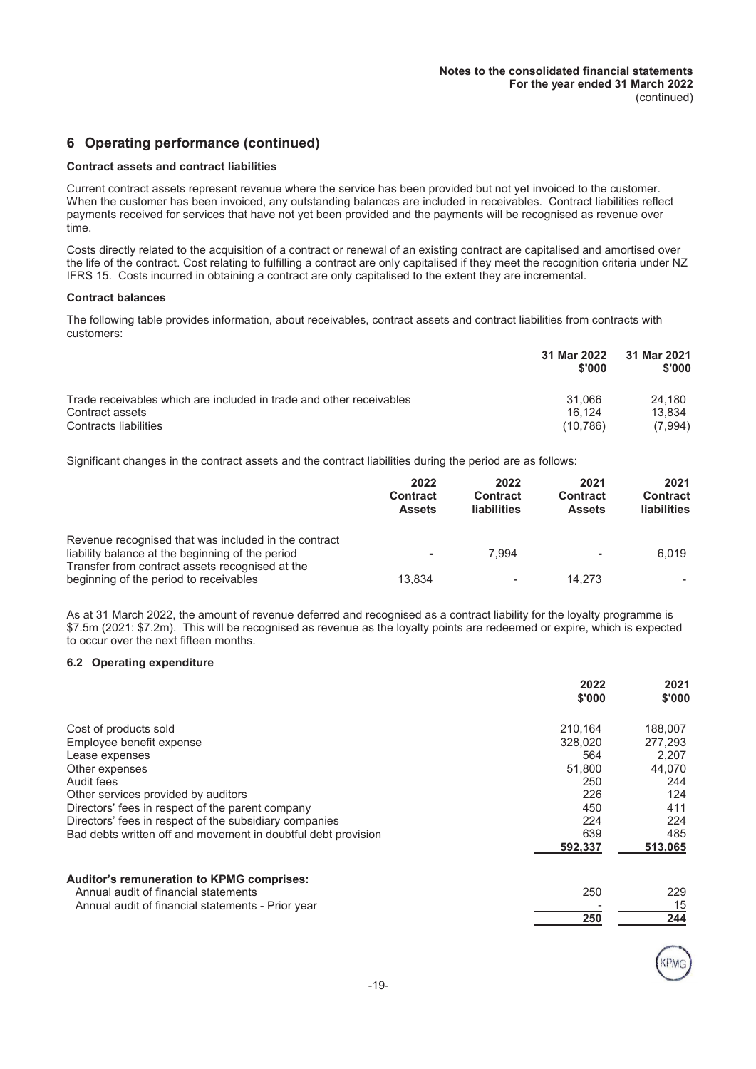# 6 Operating performance (continued)

### Contract assets and contract liabilities

Current contract assets represent revenue where the service has been provided but not yet invoiced to the customer. When the customer has been invoiced, any outstanding balances are included in receivables. Contract liabilities reflect payments received for services that have not yet been provided and the payments will be recognised as revenue over time.

Costs directly related to the acquisition of a contract or renewal of an existing contract are capitalised and amortised over the life of the contract. Cost relating to fulfilling a contract are only capitalised if they meet the recognition criteria under NZ IFRS 15. Costs incurred in obtaining a contract are only capitalised to the extent they are incremental.

### Contract balances

The following table provides information, about receivables, contract assets and contract liabilities from contracts with customers:

| | 31 Mar 2022 $'000 | 31 Mar 2021 $'000 |
|---|---|---|
| Trade receivables which are included in trade and other receivables | 31,066 | 24,180 |
| Contract assets | 16,124 | 13,834 |
| Contracts liabilities | (10,786) | (7,994) |

Significant changes in the contract assets and the contract liabilities during the period are as follows:

| | 2022 Contract Assets | 2022 Contract liabilities | 2021 Contract Assets | 2021 Contract liabilities |
|---|---|---|---|---|
| Revenue recognised that was included in the contract liability balance at the beginning of the period | - | 7,994 | - | 6,019 |
| Transfer from contract assets recognised at the beginning of the period to receivables | 13,834 | - | 14,273 | - |

As at 31 March 2022, the amount of revenue deferred and recognised as a contract liability for the loyalty programme is $7.5m (2021: $7.2m). This will be recognised as revenue as the loyalty points are redeemed or expire, which is expected to occur over the next fifteen months.

### 6.2 Operating expenditure

| | 2022 $'000 | 2021 $'000 |
|---|---|---|
| Cost of products sold | 210,164 | 188,007 |
| Employee benefit expense | 328,020 | 277,293 |
| Lease expenses | 564 | 2,207 |
| Other expenses | 51,800 | 44,070 |
| Audit fees | 250 | 244 |
| Other services provided by auditors | 226 | 124 |
| Directors' fees in respect of the parent company | 450 | 411 |
| Directors' fees in respect of the subsidiary companies | 224 | 224 |
| Bad debts written off and movement in doubtful debt provision | 639 | 485 |
| | **592,337** | **513,065** |

| **Auditor's remuneration to KPMG comprises:** | | |
|---|---|---|
| Annual audit of financial statements | 250 | 229 |
| Annual audit of financial statements - Prior year | - | 15 |
| | **250** | **244** |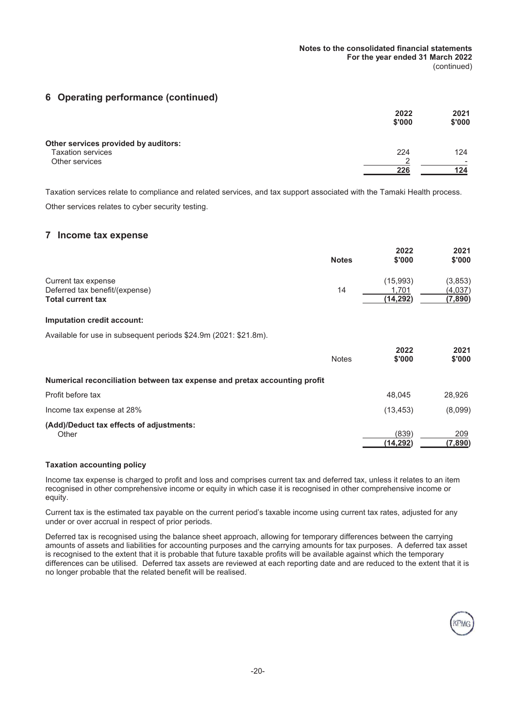## 6 Operating performance (continued)

| | 2022 $'000 | 2021 $'000 |
|---|---|---|
| **Other services provided by auditors:** | | |
| Taxation services | 224 | 124 |
| Other services | 2 | - |
| | 226 | 124 |

Taxation services relate to compliance and related services, and tax support associated with the Tamaki Health process.

Other services relates to cyber security testing.

## 7 Income tax expense

| | Notes | 2022 $'000 | 2021 $'000 |
|---|---|---|---|
| Current tax expense | | (15,993) | (3,853) |
| Deferred tax benefit/(expense) | 14 | 1,701 | (4,037) |
| **Total current tax** | | (14,292) | (7,890) |

**Imputation credit account:**

Available for use in subsequent periods $24.9m (2021: $21.8m).

| | Notes | 2022 $'000 | 2021 $'000 |
|---|---|---|---|
| **Numerical reconciliation between tax expense and pretax accounting profit** | | | |
| Profit before tax | | 48,045 | 28,926 |
| Income tax expense at 28% | | (13,453) | (8,099) |
| **(Add)/Deduct tax effects of adjustments:** | | | |
| Other | | (839) | 209 |
| | | (14,292) | (7,890) |

**Taxation accounting policy**

Income tax expense is charged to profit and loss and comprises current tax and deferred tax, unless it relates to an item recognised in other comprehensive income or equity in which case it is recognised in other comprehensive income or equity.

Current tax is the estimated tax payable on the current period's taxable income using current tax rates, adjusted for any under or over accrual in respect of prior periods.

Deferred tax is recognised using the balance sheet approach, allowing for temporary differences between the carrying amounts of assets and liabilities for accounting purposes and the carrying amounts for tax purposes. A deferred tax asset is recognised to the extent that it is probable that future taxable profits will be available against which the temporary differences can be utilised. Deferred tax assets are reviewed at each reporting date and are reduced to the extent that it is no longer probable that the related benefit will be realised.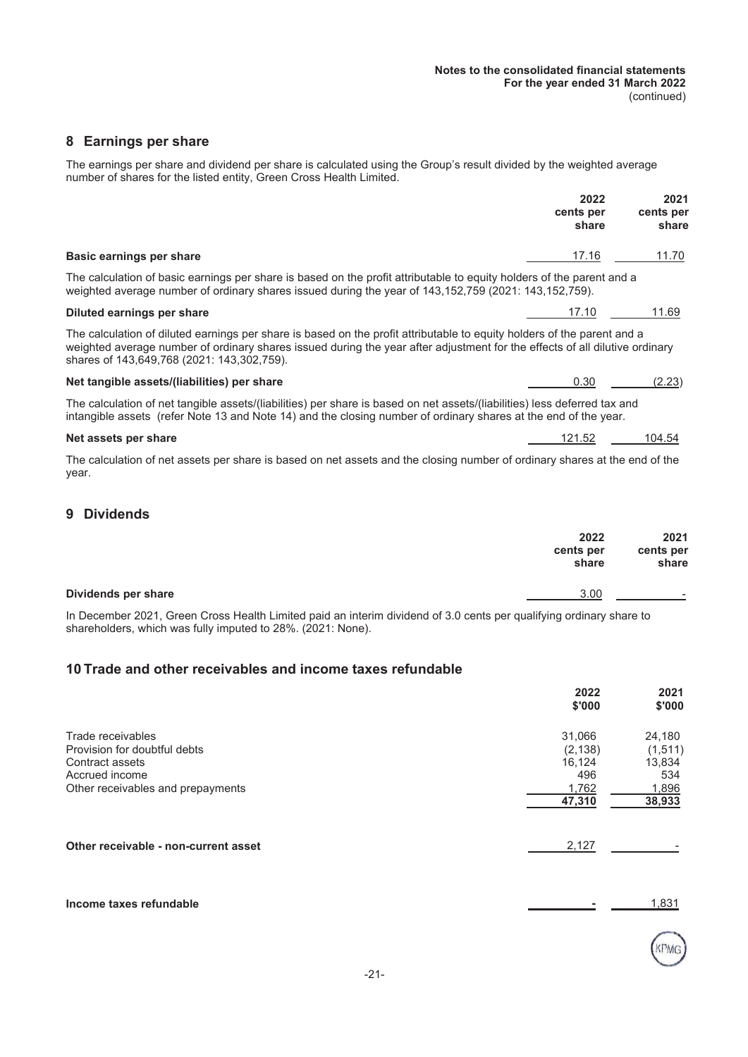## 8 Earnings per share

The earnings per share and dividend per share is calculated using the Group's result divided by the weighted average number of shares for the listed entity, Green Cross Health Limited.

| | 2022 cents per share | 2021 cents per share |
|---|---|---|
| **Basic earnings per share** | 17.16 | 11.70 |

The calculation of basic earnings per share is based on the profit attributable to equity holders of the parent and a weighted average number of ordinary shares issued during the year of 143,152,759 (2021: 143,152,759).

| | 2022 cents per share | 2021 cents per share |
|---|---|---|
| **Diluted earnings per share** | 17.10 | 11.69 |

The calculation of diluted earnings per share is based on the profit attributable to equity holders of the parent and a weighted average number of ordinary shares issued during the year after adjustment for the effects of all dilutive ordinary shares of 143,649,768 (2021: 143,302,759).

| | 2022 cents per share | 2021 cents per share |
|---|---|---|
| **Net tangible assets/(liabilities) per share** | 0.30 | (2.23) |

The calculation of net tangible assets/(liabilities) per share is based on net assets/(liabilities) less deferred tax and intangible assets (refer Note 13 and Note 14) and the closing number of ordinary shares at the end of the year.

| | 2022 cents per share | 2021 cents per share |
|---|---|---|
| **Net assets per share** | 121.52 | 104.54 |

The calculation of net assets per share is based on net assets and the closing number of ordinary shares at the end of the year.

## 9 Dividends

| | 2022 cents per share | 2021 cents per share |
|---|---|---|
| **Dividends per share** | 3.00 | - |

In December 2021, Green Cross Health Limited paid an interim dividend of 3.0 cents per qualifying ordinary share to shareholders, which was fully imputed to 28%. (2021: None).

## 10 Trade and other receivables and income taxes refundable

| | 2022 $'000 | 2021 $'000 |
|---|---|---|
| Trade receivables | 31,066 | 24,180 |
| Provision for doubtful debts | (2,138) | (1,511) |
| Contract assets | 16,124 | 13,834 |
| Accrued income | 496 | 534 |
| Other receivables and prepayments | 1,762 | 1,896 |
| | **47,310** | **38,933** |
| **Other receivable - non-current asset** | 2,127 | - |
| **Income taxes refundable** | - | 1,831 |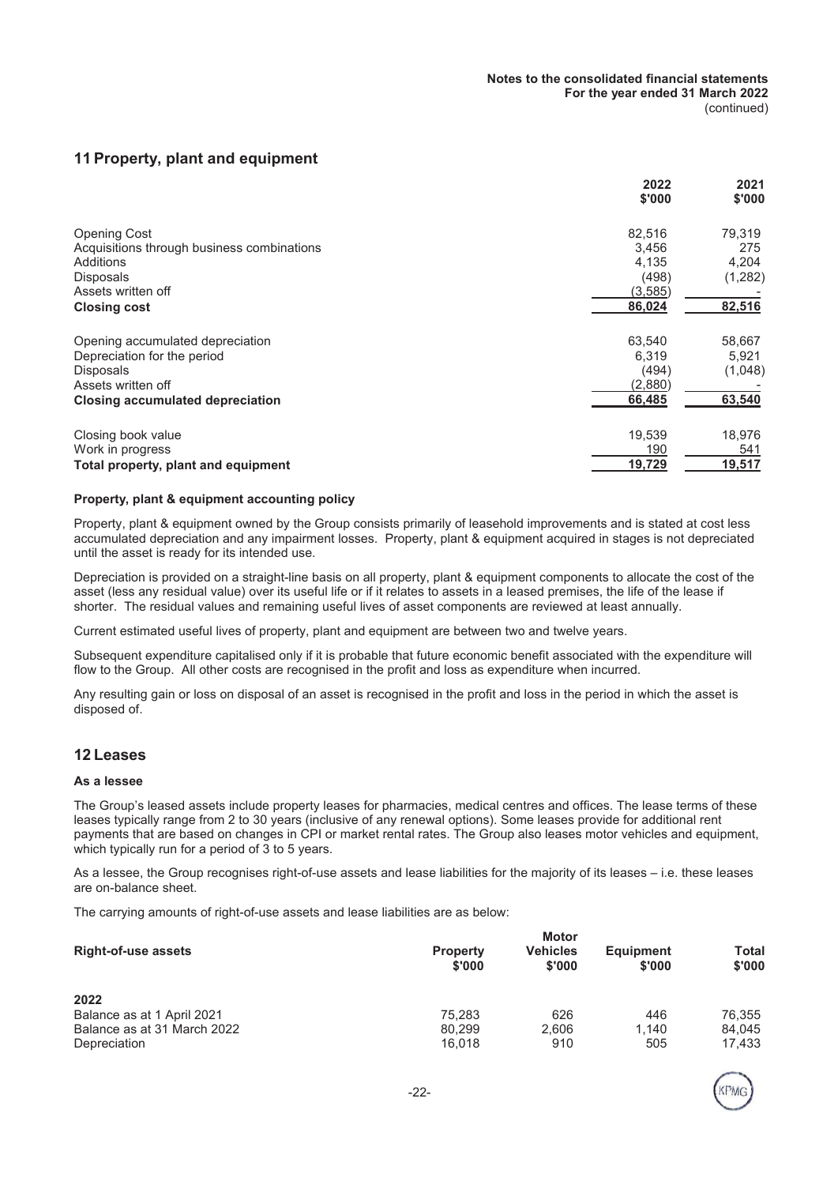## 11 Property, plant and equipment

| | 2022 \$'000 | 2021 \$'000 |
|---|---|---|
| Opening Cost | 82,516 | 79,319 |
| Acquisitions through business combinations | 3,456 | 275 |
| Additions | 4,135 | 4,204 |
| Disposals | (498) | (1,282) |
| Assets written off | (3,585) | - |
| **Closing cost** | **86,024** | **82,516** |
| | | |
| Opening accumulated depreciation | 63,540 | 58,667 |
| Depreciation for the period | 6,319 | 5,921 |
| Disposals | (494) | (1,048) |
| Assets written off | (2,880) | - |
| **Closing accumulated depreciation** | **66,485** | **63,540** |
| | | |
| Closing book value | 19,539 | 18,976 |
| Work in progress | 190 | 541 |
| **Total property, plant and equipment** | **19,729** | **19,517** |

### Property, plant & equipment accounting policy

Property, plant & equipment owned by the Group consists primarily of leasehold improvements and is stated at cost less accumulated depreciation and any impairment losses. Property, plant & equipment acquired in stages is not depreciated until the asset is ready for its intended use.

Depreciation is provided on a straight-line basis on all property, plant & equipment components to allocate the cost of the asset (less any residual value) over its useful life or if it relates to assets in a leased premises, the life of the lease if shorter. The residual values and remaining useful lives of asset components are reviewed at least annually.

Current estimated useful lives of property, plant and equipment are between two and twelve years.

Subsequent expenditure capitalised only if it is probable that future economic benefit associated with the expenditure will flow to the Group. All other costs are recognised in the profit and loss as expenditure when incurred.

Any resulting gain or loss on disposal of an asset is recognised in the profit and loss in the period in which the asset is disposed of.

## 12 Leases

### As a lessee

The Group's leased assets include property leases for pharmacies, medical centres and offices. The lease terms of these leases typically range from 2 to 30 years (inclusive of any renewal options). Some leases provide for additional rent payments that are based on changes in CPI or market rental rates. The Group also leases motor vehicles and equipment, which typically run for a period of 3 to 5 years.

As a lessee, the Group recognises right-of-use assets and lease liabilities for the majority of its leases – i.e. these leases are on-balance sheet.

The carrying amounts of right-of-use assets and lease liabilities are as below:

| Right-of-use assets | Property \$'000 | Motor Vehicles \$'000 | Equipment \$'000 | Total \$'000 |
|---|---|---|---|---|
| **2022** | | | | |
| Balance as at 1 April 2021 | 75,283 | 626 | 446 | 76,355 |
| Balance as at 31 March 2022 | 80,299 | 2,606 | 1,140 | 84,045 |
| Depreciation | 16,018 | 910 | 505 | 17,433 |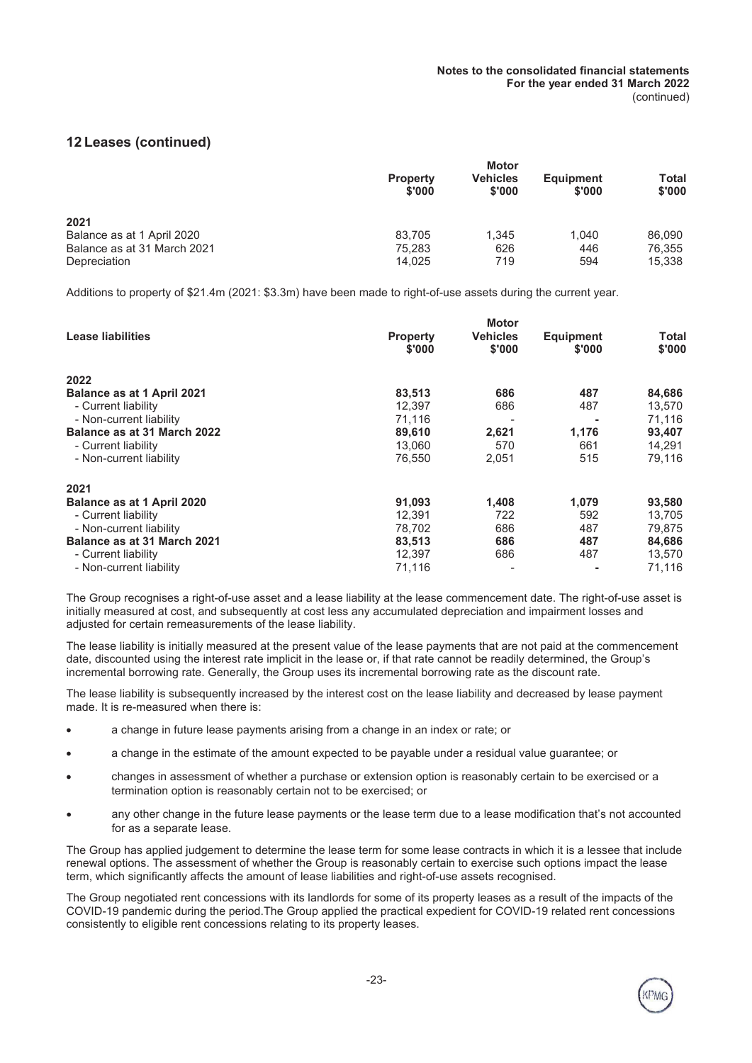## 12 Leases (continued)

| | Property $'000 | Motor Vehicles $'000 | Equipment $'000 | Total $'000 |
|---|---|---|---|---|
| 2021 | | | | |
| Balance as at 1 April 2020 | 83,705 | 1,345 | 1,040 | 86,090 |
| Balance as at 31 March 2021 | 75,283 | 626 | 446 | 76,355 |
| Depreciation | 14,025 | 719 | 594 | 15,338 |

Additions to property of $21.4m (2021: $3.3m) have been made to right-of-use assets during the current year.

| Lease liabilities | Property $'000 | Motor Vehicles $'000 | Equipment $'000 | Total $'000 |
|---|---|---|---|---|
| **2022** | | | | |
| **Balance as at 1 April 2021** | **83,513** | **686** | **487** | **84,686** |
| - Current liability | 12,397 | 686 | 487 | 13,570 |
| - Non-current liability | 71,116 | - | - | 71,116 |
| **Balance as at 31 March 2022** | **89,610** | **2,621** | **1,176** | **93,407** |
| - Current liability | 13,060 | 570 | 661 | 14,291 |
| - Non-current liability | 76,550 | 2,051 | 515 | 79,116 |
| **2021** | | | | |
| **Balance as at 1 April 2020** | **91,093** | **1,408** | **1,079** | **93,580** |
| - Current liability | 12,391 | 722 | 592 | 13,705 |
| - Non-current liability | 78,702 | 686 | 487 | 79,875 |
| **Balance as at 31 March 2021** | **83,513** | **686** | **487** | **84,686** |
| - Current liability | 12,397 | 686 | 487 | 13,570 |
| - Non-current liability | 71,116 | - | - | 71,116 |

The Group recognises a right-of-use asset and a lease liability at the lease commencement date. The right-of-use asset is initially measured at cost, and subsequently at cost less any accumulated depreciation and impairment losses and adjusted for certain remeasurements of the lease liability.

The lease liability is initially measured at the present value of the lease payments that are not paid at the commencement date, discounted using the interest rate implicit in the lease or, if that rate cannot be readily determined, the Group's incremental borrowing rate. Generally, the Group uses its incremental borrowing rate as the discount rate.

The lease liability is subsequently increased by the interest cost on the lease liability and decreased by lease payment made. It is re-measured when there is:

- a change in future lease payments arising from a change in an index or rate; or
- a change in the estimate of the amount expected to be payable under a residual value guarantee; or
- changes in assessment of whether a purchase or extension option is reasonably certain to be exercised or a termination option is reasonably certain not to be exercised; or
- any other change in the future lease payments or the lease term due to a lease modification that's not accounted for as a separate lease.

The Group has applied judgement to determine the lease term for some lease contracts in which it is a lessee that include renewal options. The assessment of whether the Group is reasonably certain to exercise such options impact the lease term, which significantly affects the amount of lease liabilities and right-of-use assets recognised.

The Group negotiated rent concessions with its landlords for some of its property leases as a result of the impacts of the COVID-19 pandemic during the period.The Group applied the practical expedient for COVID-19 related rent concessions consistently to eligible rent concessions relating to its property leases.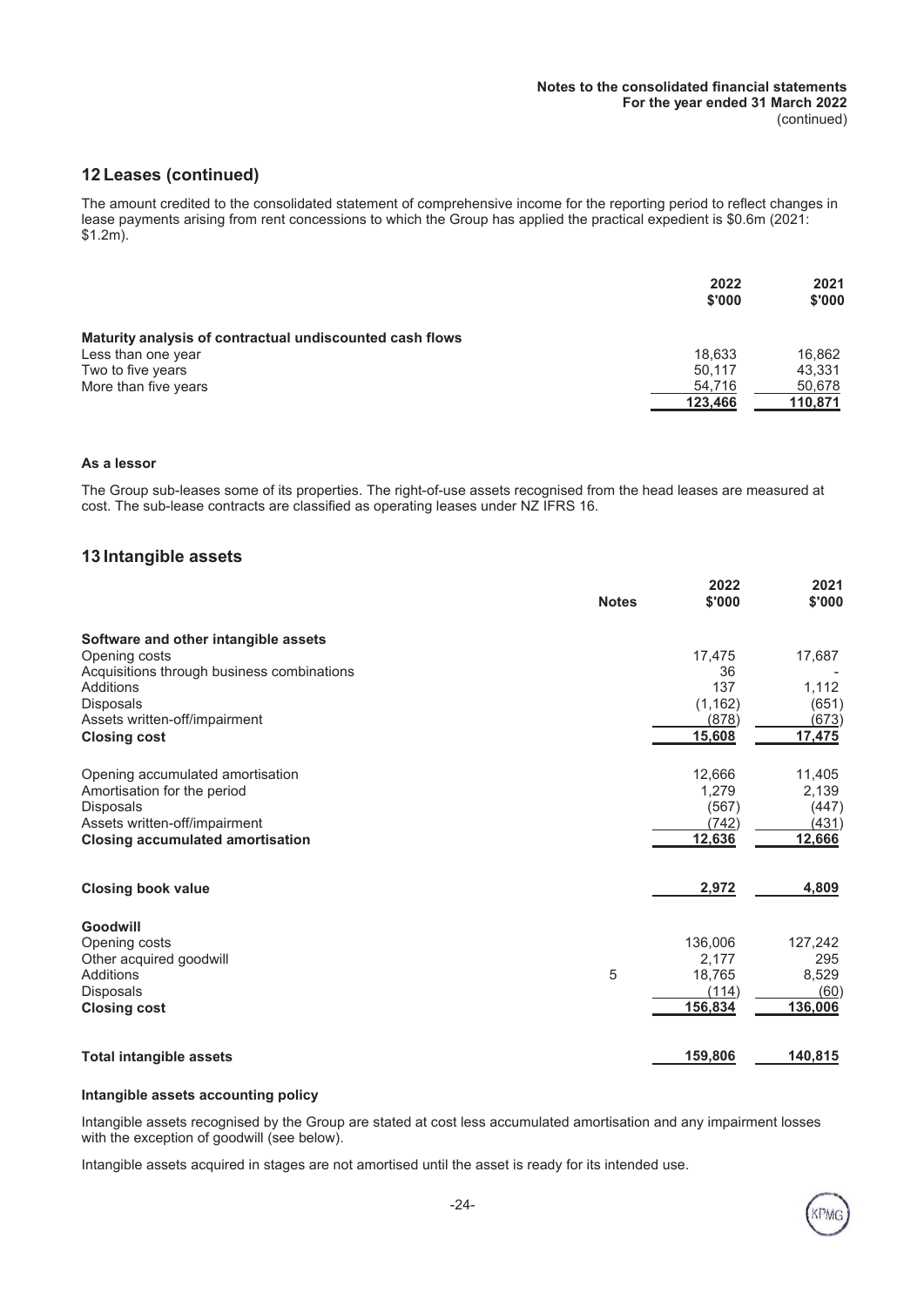## 12 Leases (continued)

The amount credited to the consolidated statement of comprehensive income for the reporting period to reflect changes in lease payments arising from rent concessions to which the Group has applied the practical expedient is $0.6m (2021: $1.2m).

| | 2022 $'000 | 2021 $'000 |
|---|---|---|
| **Maturity analysis of contractual undiscounted cash flows** | | |
| Less than one year | 18,633 | 16,862 |
| Two to five years | 50,117 | 43,331 |
| More than five years | 54,716 | 50,678 |
| | **123,466** | **110,871** |

**As a lessor**

The Group sub-leases some of its properties. The right-of-use assets recognised from the head leases are measured at cost. The sub-lease contracts are classified as operating leases under NZ IFRS 16.

## 13 Intangible assets

| | Notes | 2022 $'000 | 2021 $'000 |
|---|---|---|---|
| **Software and other intangible assets** | | | |
| Opening costs | | 17,475 | 17,687 |
| Acquisitions through business combinations | | 36 | - |
| Additions | | 137 | 1,112 |
| Disposals | | (1,162) | (651) |
| Assets written-off/impairment | | (878) | (673) |
| **Closing cost** | | **15,608** | **17,475** |
| | | | |
| Opening accumulated amortisation | | 12,666 | 11,405 |
| Amortisation for the period | | 1,279 | 2,139 |
| Disposals | | (567) | (447) |
| Assets written-off/impairment | | (742) | (431) |
| **Closing accumulated amortisation** | | **12,636** | **12,666** |
| | | | |
| **Closing book value** | | **2,972** | **4,809** |
| | | | |
| **Goodwill** | | | |
| Opening costs | | 136,006 | 127,242 |
| Other acquired goodwill | | 2,177 | 295 |
| Additions | 5 | 18,765 | 8,529 |
| Disposals | | (114) | (60) |
| **Closing cost** | | **156,834** | **136,006** |
| | | | |
| **Total intangible assets** | | **159,806** | **140,815** |

**Intangible assets accounting policy**

Intangible assets recognised by the Group are stated at cost less accumulated amortisation and any impairment losses with the exception of goodwill (see below).

Intangible assets acquired in stages are not amortised until the asset is ready for its intended use.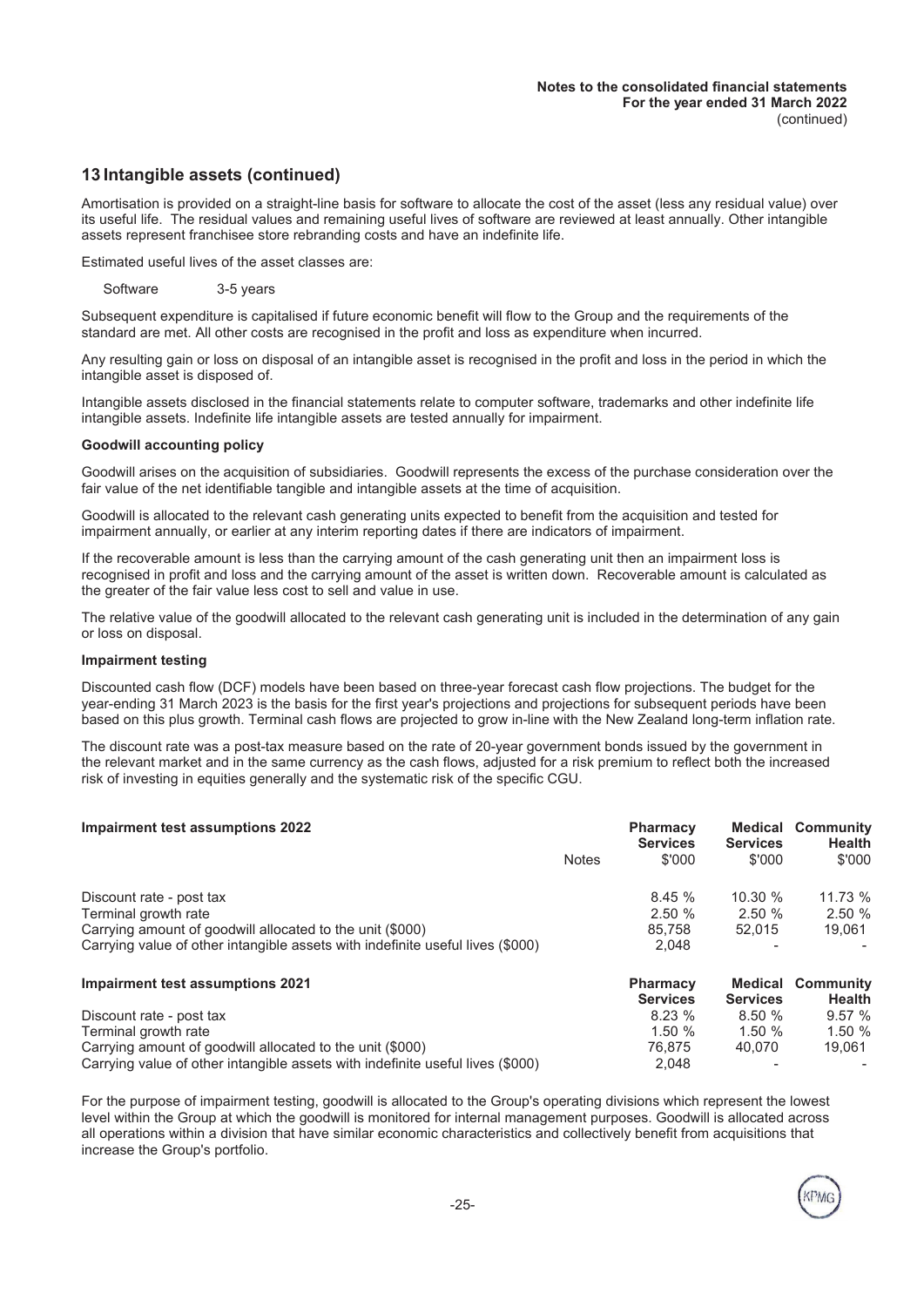## 13 Intangible assets (continued)

Amortisation is provided on a straight-line basis for software to allocate the cost of the asset (less any residual value) over its useful life. The residual values and remaining useful lives of software are reviewed at least annually. Other intangible assets represent franchisee store rebranding costs and have an indefinite life.

Estimated useful lives of the asset classes are:

Software 3-5 years

Subsequent expenditure is capitalised if future economic benefit will flow to the Group and the requirements of the standard are met. All other costs are recognised in the profit and loss as expenditure when incurred.

Any resulting gain or loss on disposal of an intangible asset is recognised in the profit and loss in the period in which the intangible asset is disposed of.

Intangible assets disclosed in the financial statements relate to computer software, trademarks and other indefinite life intangible assets. Indefinite life intangible assets are tested annually for impairment.

**Goodwill accounting policy**

Goodwill arises on the acquisition of subsidiaries. Goodwill represents the excess of the purchase consideration over the fair value of the net identifiable tangible and intangible assets at the time of acquisition.

Goodwill is allocated to the relevant cash generating units expected to benefit from the acquisition and tested for impairment annually, or earlier at any interim reporting dates if there are indicators of impairment.

If the recoverable amount is less than the carrying amount of the cash generating unit then an impairment loss is recognised in profit and loss and the carrying amount of the asset is written down. Recoverable amount is calculated as the greater of the fair value less cost to sell and value in use.

The relative value of the goodwill allocated to the relevant cash generating unit is included in the determination of any gain or loss on disposal.

**Impairment testing**

Discounted cash flow (DCF) models have been based on three-year forecast cash flow projections. The budget for the year-ending 31 March 2023 is the basis for the first year's projections and projections for subsequent periods have been based on this plus growth. Terminal cash flows are projected to grow in-line with the New Zealand long-term inflation rate.

The discount rate was a post-tax measure based on the rate of 20-year government bonds issued by the government in the relevant market and in the same currency as the cash flows, adjusted for a risk premium to reflect both the increased risk of investing in equities generally and the systematic risk of the specific CGU.

| **Impairment test assumptions 2022** | Notes | **Pharmacy Services** $'000 | **Medical Services** $'000 | **Community Health** $'000 |
|---|---|---|---|---|
| Discount rate - post tax | | 8.45 % | 10.30 % | 11.73 % |
| Terminal growth rate | | 2.50 % | 2.50 % | 2.50 % |
| Carrying amount of goodwill allocated to the unit ($000) | | 85,758 | 52,015 | 19,061 |
| Carrying value of other intangible assets with indefinite useful lives ($000) | | 2,048 | - | - |

| **Impairment test assumptions 2021** | **Pharmacy Services** | **Medical Services** | **Community Health** |
|---|---|---|---|
| Discount rate - post tax | 8.23 % | 8.50 % | 9.57 % |
| Terminal growth rate | 1.50 % | 1.50 % | 1.50 % |
| Carrying amount of goodwill allocated to the unit ($000) | 76,875 | 40,070 | 19,061 |
| Carrying value of other intangible assets with indefinite useful lives ($000) | 2,048 | - | - |

For the purpose of impairment testing, goodwill is allocated to the Group's operating divisions which represent the lowest level within the Group at which the goodwill is monitored for internal management purposes. Goodwill is allocated across all operations within a division that have similar economic characteristics and collectively benefit from acquisitions that increase the Group's portfolio.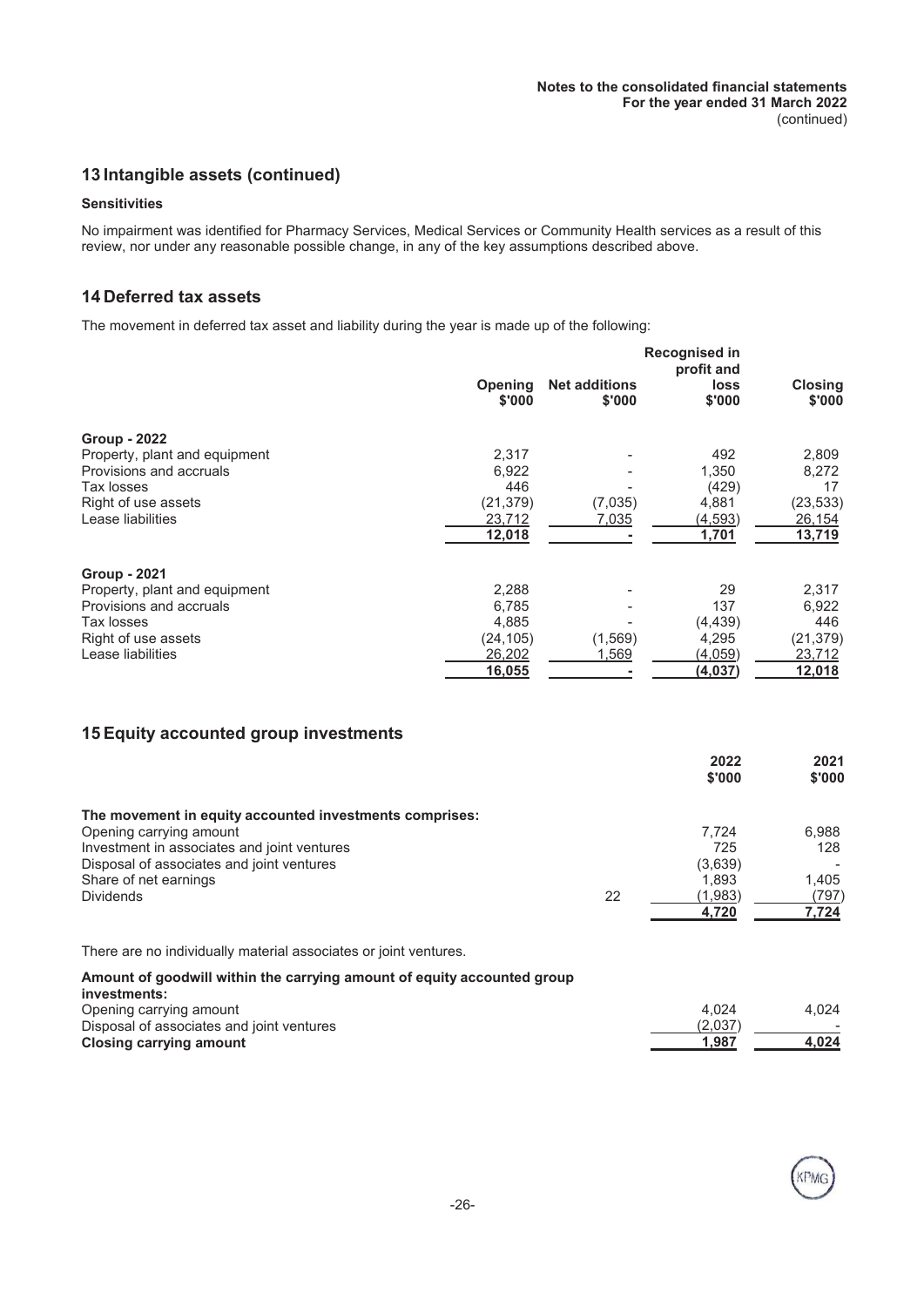## 13 Intangible assets (continued)

**Sensitivities**

No impairment was identified for Pharmacy Services, Medical Services or Community Health services as a result of this review, nor under any reasonable possible change, in any of the key assumptions described above.

## 14 Deferred tax assets

The movement in deferred tax asset and liability during the year is made up of the following:

| | Opening $'000 | Net additions $'000 | Recognised in profit and loss $'000 | Closing $'000 |
|---|---|---|---|---|
| **Group - 2022** | | | | |
| Property, plant and equipment | 2,317 | - | 492 | 2,809 |
| Provisions and accruals | 6,922 | - | 1,350 | 8,272 |
| Tax losses | 446 | - | (429) | 17 |
| Right of use assets | (21,379) | (7,035) | 4,881 | (23,533) |
| Lease liabilities | 23,712 | 7,035 | (4,593) | 26,154 |
| | **12,018** | **-** | **1,701** | **13,719** |
| **Group - 2021** | | | | |
| Property, plant and equipment | 2,288 | - | 29 | 2,317 |
| Provisions and accruals | 6,785 | - | 137 | 6,922 |
| Tax losses | 4,885 | - | (4,439) | 446 |
| Right of use assets | (24,105) | (1,569) | 4,295 | (21,379) |
| Lease liabilities | 26,202 | 1,569 | (4,059) | 23,712 |
| | **16,055** | **-** | **(4,037)** | **12,018** |

## 15 Equity accounted group investments

| | | 2022 $'000 | 2021 $'000 |
|---|---|---|---|
| **The movement in equity accounted investments comprises:** | | | |
| Opening carrying amount | | 7,724 | 6,988 |
| Investment in associates and joint ventures | | 725 | 128 |
| Disposal of associates and joint ventures | | (3,639) | - |
| Share of net earnings | | 1,893 | 1,405 |
| Dividends | 22 | (1,983) | (797) |
| | | **4,720** | **7,724** |

There are no individually material associates or joint ventures.

| | 2022 | 2021 |
|---|---|---|
| **Amount of goodwill within the carrying amount of equity accounted group investments:** | | |
| Opening carrying amount | 4,024 | 4,024 |
| Disposal of associates and joint ventures | (2,037) | - |
| **Closing carrying amount** | **1,987** | **4,024** |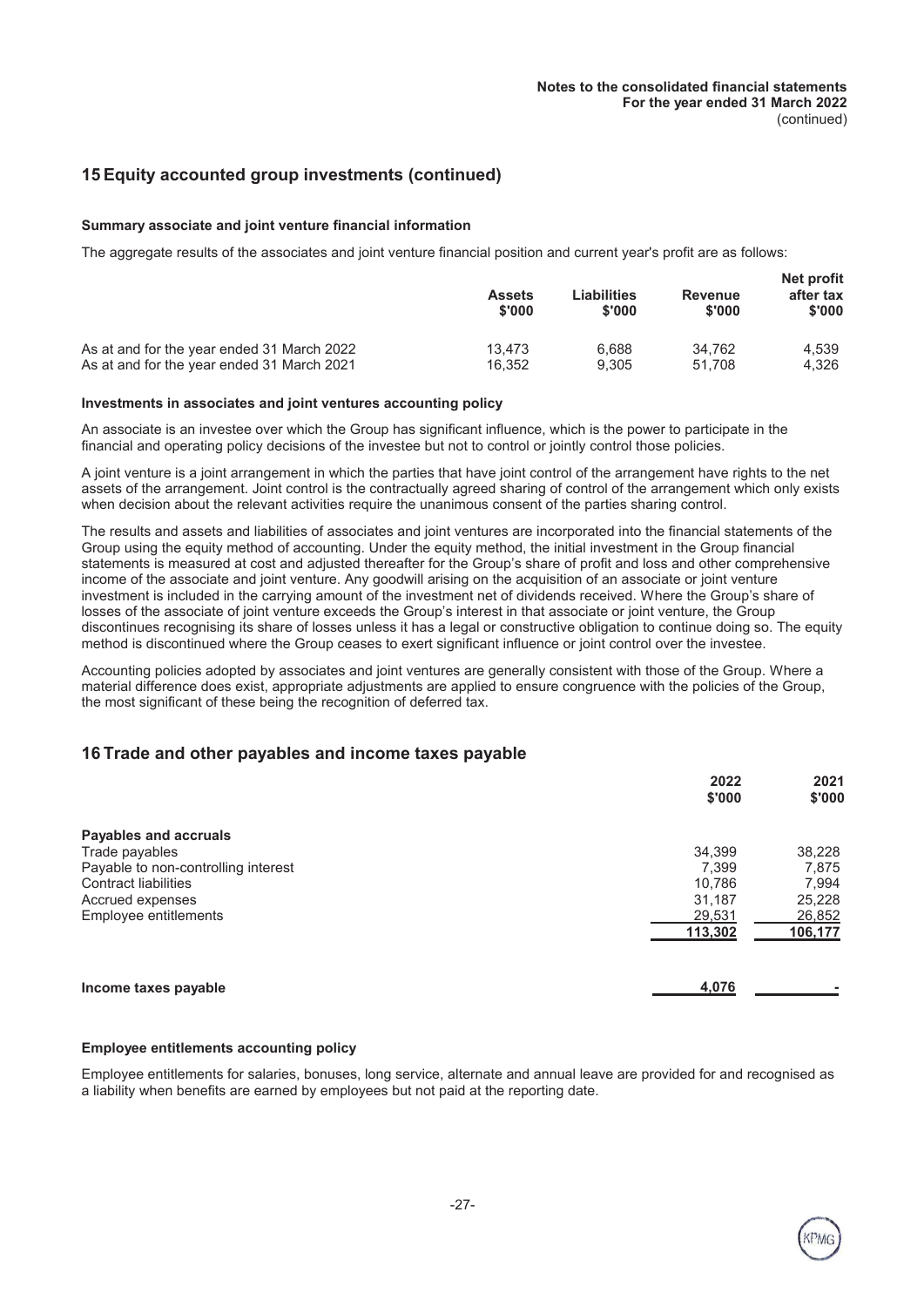## 15 Equity accounted group investments (continued)

### Summary associate and joint venture financial information

The aggregate results of the associates and joint venture financial position and current year's profit are as follows:

| | Assets $'000 | Liabilities $'000 | Revenue $'000 | Net profit after tax $'000 |
|---|---|---|---|---|
| As at and for the year ended 31 March 2022 | 13,473 | 6,688 | 34,762 | 4,539 |
| As at and for the year ended 31 March 2021 | 16,352 | 9,305 | 51,708 | 4,326 |

### Investments in associates and joint ventures accounting policy

An associate is an investee over which the Group has significant influence, which is the power to participate in the financial and operating policy decisions of the investee but not to control or jointly control those policies.

A joint venture is a joint arrangement in which the parties that have joint control of the arrangement have rights to the net assets of the arrangement. Joint control is the contractually agreed sharing of control of the arrangement which only exists when decision about the relevant activities require the unanimous consent of the parties sharing control.

The results and assets and liabilities of associates and joint ventures are incorporated into the financial statements of the Group using the equity method of accounting. Under the equity method, the initial investment in the Group financial statements is measured at cost and adjusted thereafter for the Group's share of profit and loss and other comprehensive income of the associate and joint venture. Any goodwill arising on the acquisition of an associate or joint venture investment is included in the carrying amount of the investment net of dividends received. Where the Group's share of losses of the associate of joint venture exceeds the Group's interest in that associate or joint venture, the Group discontinues recognising its share of losses unless it has a legal or constructive obligation to continue doing so. The equity method is discontinued where the Group ceases to exert significant influence or joint control over the investee.

Accounting policies adopted by associates and joint ventures are generally consistent with those of the Group. Where a material difference does exist, appropriate adjustments are applied to ensure congruence with the policies of the Group, the most significant of these being the recognition of deferred tax.

## 16 Trade and other payables and income taxes payable

| | 2022 $'000 | 2021 $'000 |
|---|---|---|
| **Payables and accruals** | | |
| Trade payables | 34,399 | 38,228 |
| Payable to non-controlling interest | 7,399 | 7,875 |
| Contract liabilities | 10,786 | 7,994 |
| Accrued expenses | 31,187 | 25,228 |
| Employee entitlements | 29,531 | 26,852 |
| | 113,302 | 106,177 |
| | | |
| **Income taxes payable** | 4,076 | - |

### Employee entitlements accounting policy

Employee entitlements for salaries, bonuses, long service, alternate and annual leave are provided for and recognised as a liability when benefits are earned by employees but not paid at the reporting date.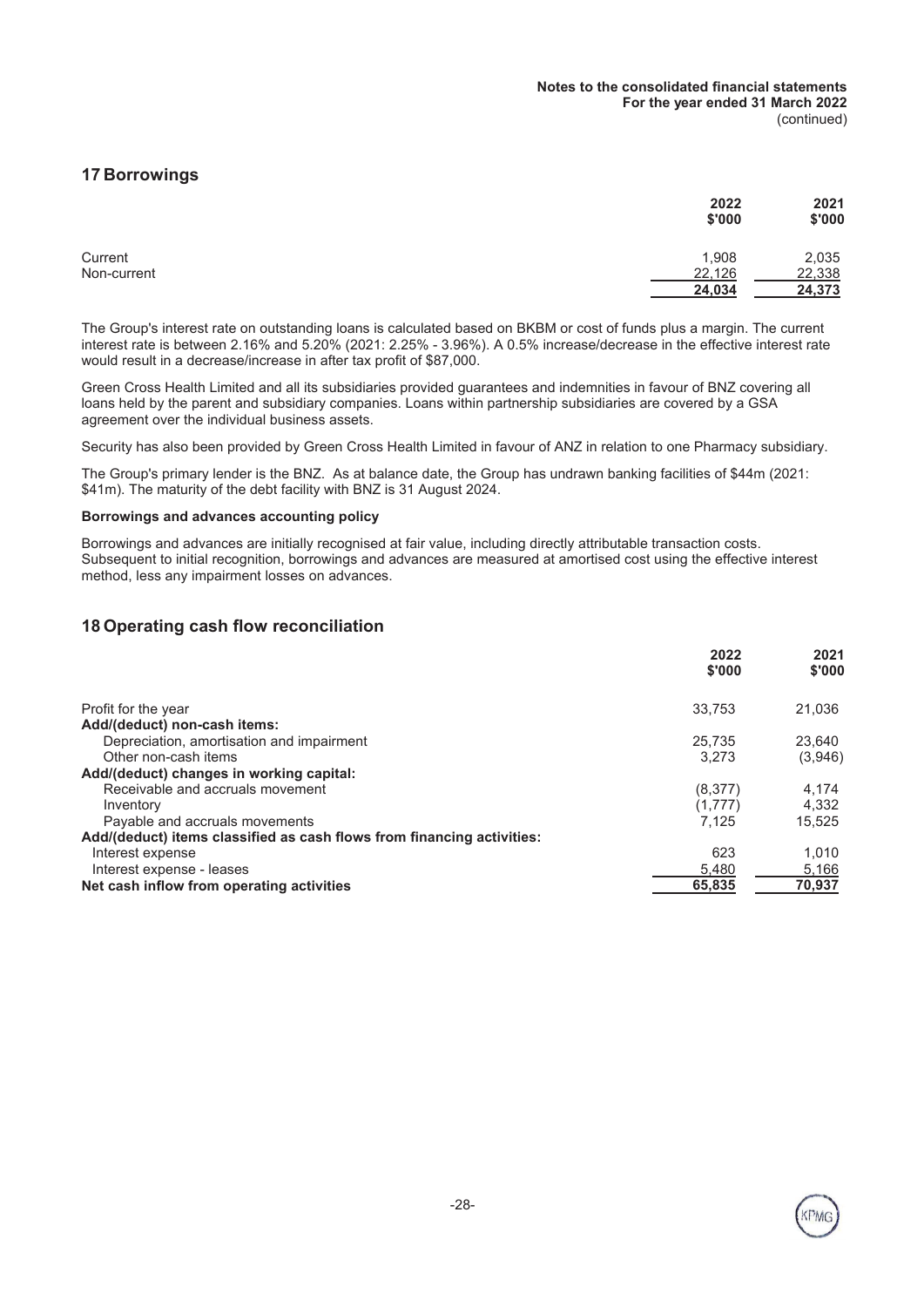## 17 Borrowings

| | 2022<br>$'000 | 2021<br>$'000 |
|---|---|---|
| Current | 1,908 | 2,035 |
| Non-current | 22,126 | 22,338 |
| | **24,034** | **24,373** |

The Group's interest rate on outstanding loans is calculated based on BKBM or cost of funds plus a margin. The current interest rate is between 2.16% and 5.20% (2021: 2.25% - 3.96%). A 0.5% increase/decrease in the effective interest rate would result in a decrease/increase in after tax profit of $87,000.

Green Cross Health Limited and all its subsidiaries provided guarantees and indemnities in favour of BNZ covering all loans held by the parent and subsidiary companies. Loans within partnership subsidiaries are covered by a GSA agreement over the individual business assets.

Security has also been provided by Green Cross Health Limited in favour of ANZ in relation to one Pharmacy subsidiary.

The Group's primary lender is the BNZ. As at balance date, the Group has undrawn banking facilities of $44m (2021: $41m). The maturity of the debt facility with BNZ is 31 August 2024.

**Borrowings and advances accounting policy**

Borrowings and advances are initially recognised at fair value, including directly attributable transaction costs. Subsequent to initial recognition, borrowings and advances are measured at amortised cost using the effective interest method, less any impairment losses on advances.

## 18 Operating cash flow reconciliation

| | 2022<br>$'000 | 2021<br>$'000 |
|---|---|---|
| Profit for the year | 33,753 | 21,036 |
| **Add/(deduct) non-cash items:** | | |
| Depreciation, amortisation and impairment | 25,735 | 23,640 |
| Other non-cash items | 3,273 | (3,946) |
| **Add/(deduct) changes in working capital:** | | |
| Receivable and accruals movement | (8,377) | 4,174 |
| Inventory | (1,777) | 4,332 |
| Payable and accruals movements | 7,125 | 15,525 |
| **Add/(deduct) items classified as cash flows from financing activities:** | | |
| Interest expense | 623 | 1,010 |
| Interest expense - leases | 5,480 | 5,166 |
| **Net cash inflow from operating activities** | **65,835** | **70,937** |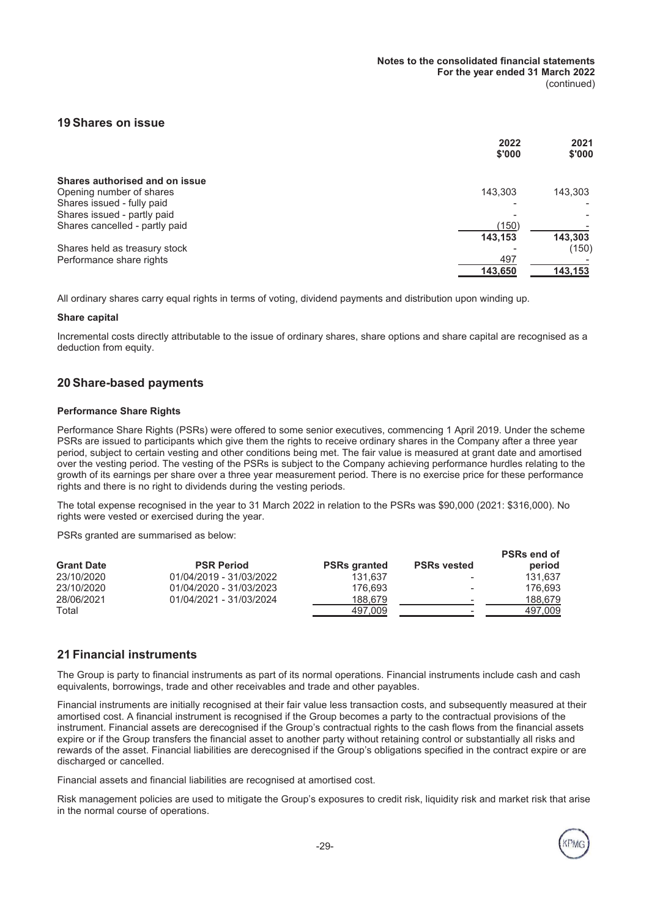## 19 Shares on issue

| | 2022 $'000 | 2021 $'000 |
|---|---|---|
| **Shares authorised and on issue** | | |
| Opening number of shares | 143,303 | 143,303 |
| Shares issued - fully paid | - | - |
| Shares issued - partly paid | - | - |
| Shares cancelled - partly paid | (150) | - |
| | **143,153** | **143,303** |
| Shares held as treasury stock | - | (150) |
| Performance share rights | 497 | - |
| | **143,650** | **143,153** |

All ordinary shares carry equal rights in terms of voting, dividend payments and distribution upon winding up.

**Share capital**

Incremental costs directly attributable to the issue of ordinary shares, share options and share capital are recognised as a deduction from equity.

## 20 Share-based payments

**Performance Share Rights**

Performance Share Rights (PSRs) were offered to some senior executives, commencing 1 April 2019. Under the scheme PSRs are issued to participants which give them the rights to receive ordinary shares in the Company after a three year period, subject to certain vesting and other conditions being met. The fair value is measured at grant date and amortised over the vesting period. The vesting of the PSRs is subject to the Company achieving performance hurdles relating to the growth of its earnings per share over a three year measurement period. There is no exercise price for these performance rights and there is no right to dividends during the vesting periods.

The total expense recognised in the year to 31 March 2022 in relation to the PSRs was $90,000 (2021: $316,000). No rights were vested or exercised during the year.

PSRs granted are summarised as below:

| Grant Date | PSR Period | PSRs granted | PSRs vested | PSRs end of period |
|---|---|---|---|---|
| 23/10/2020 | 01/04/2019 - 31/03/2022 | 131,637 | - | 131,637 |
| 23/10/2020 | 01/04/2020 - 31/03/2023 | 176,693 | - | 176,693 |
| 28/06/2021 | 01/04/2021 - 31/03/2024 | 188,679 | - | 188,679 |
| Total | | 497,009 | - | 497,009 |

## 21 Financial instruments

The Group is party to financial instruments as part of its normal operations. Financial instruments include cash and cash equivalents, borrowings, trade and other receivables and trade and other payables.

Financial instruments are initially recognised at their fair value less transaction costs, and subsequently measured at their amortised cost. A financial instrument is recognised if the Group becomes a party to the contractual provisions of the instrument. Financial assets are derecognised if the Group's contractual rights to the cash flows from the financial assets expire or if the Group transfers the financial asset to another party without retaining control or substantially all risks and rewards of the asset. Financial liabilities are derecognised if the Group's obligations specified in the contract expire or are discharged or cancelled.

Financial assets and financial liabilities are recognised at amortised cost.

Risk management policies are used to mitigate the Group's exposures to credit risk, liquidity risk and market risk that arise in the normal course of operations.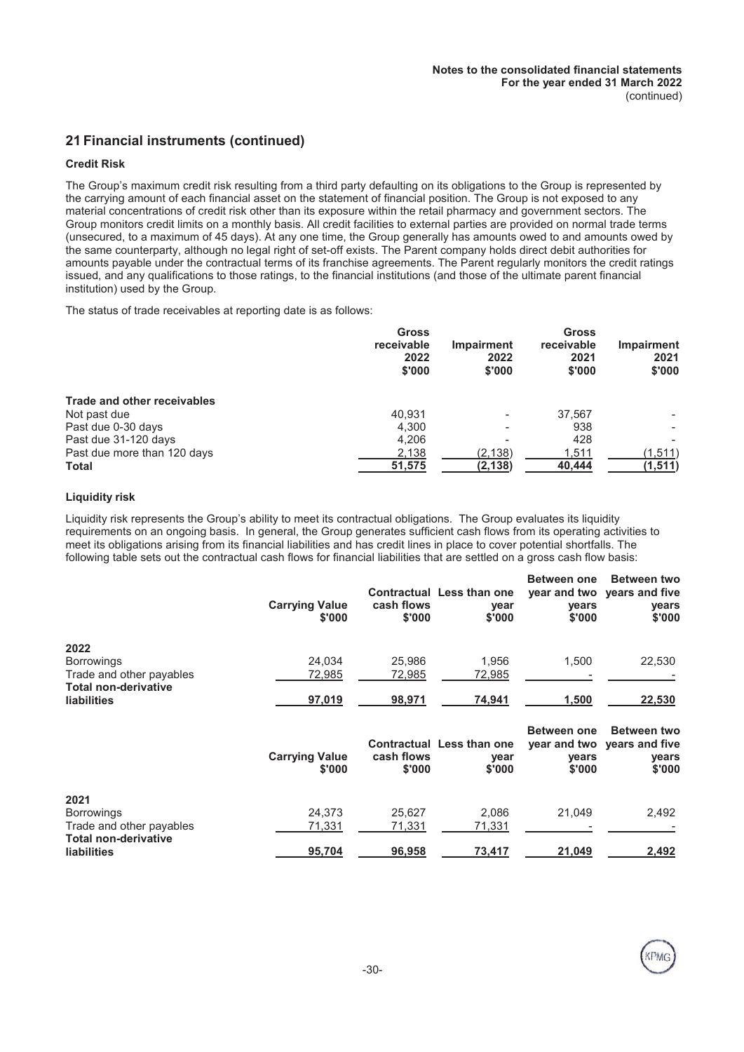## 21 Financial instruments (continued)

### Credit Risk

The Group's maximum credit risk resulting from a third party defaulting on its obligations to the Group is represented by the carrying amount of each financial asset on the statement of financial position. The Group is not exposed to any material concentrations of credit risk other than its exposure within the retail pharmacy and government sectors. The Group monitors credit limits on a monthly basis. All credit facilities to external parties are provided on normal trade terms (unsecured, to a maximum of 45 days). At any one time, the Group generally has amounts owed to and amounts owed by the same counterparty, although no legal right of set-off exists. The Parent company holds direct debit authorities for amounts payable under the contractual terms of its franchise agreements. The Parent regularly monitors the credit ratings issued, and any qualifications to those ratings, to the financial institutions (and those of the ultimate parent financial institution) used by the Group.

The status of trade receivables at reporting date is as follows:

| | Gross receivable 2022 $'000 | Impairment 2022 $'000 | Gross receivable 2021 $'000 | Impairment 2021 $'000 |
|---|---|---|---|---|
| **Trade and other receivables** | | | | |
| Not past due | 40,931 | - | 37,567 | - |
| Past due 0-30 days | 4,300 | - | 938 | - |
| Past due 31-120 days | 4,206 | - | 428 | - |
| Past due more than 120 days | 2,138 | (2,138) | 1,511 | (1,511) |
| **Total** | **51,575** | **(2,138)** | **40,444** | **(1,511)** |

### Liquidity risk

Liquidity risk represents the Group's ability to meet its contractual obligations. The Group evaluates its liquidity requirements on an ongoing basis. In general, the Group generates sufficient cash flows from its operating activities to meet its obligations arising from its financial liabilities and has credit lines in place to cover potential shortfalls. The following table sets out the contractual cash flows for financial liabilities that are settled on a gross cash flow basis:

| | Carrying Value $'000 | Contractual cash flows $'000 | Less than one year $'000 | Between one year and two years $'000 | Between two years and five years $'000 |
|---|---|---|---|---|---|
| **2022** | | | | | |
| Borrowings | 24,034 | 25,986 | 1,956 | 1,500 | 22,530 |
| Trade and other payables | 72,985 | 72,985 | 72,985 | - | - |
| **Total non-derivative liabilities** | **97,019** | **98,971** | **74,941** | **1,500** | **22,530** |

| | Carrying Value $'000 | Contractual cash flows $'000 | Less than one year $'000 | Between one year and two years $'000 | Between two years and five years $'000 |
|---|---|---|---|---|---|
| **2021** | | | | | |
| Borrowings | 24,373 | 25,627 | 2,086 | 21,049 | 2,492 |
| Trade and other payables | 71,331 | 71,331 | 71,331 | - | - |
| **Total non-derivative liabilities** | **95,704** | **96,958** | **73,417** | **21,049** | **2,492** |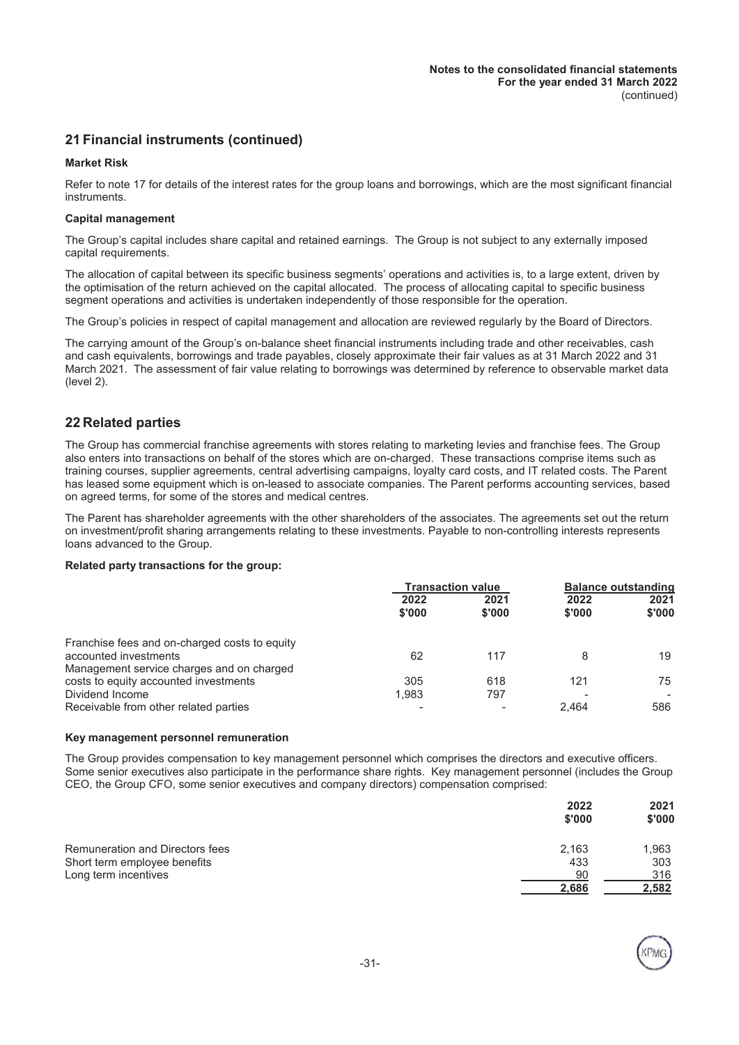## 21 Financial instruments (continued)

**Market Risk**

Refer to note 17 for details of the interest rates for the group loans and borrowings, which are the most significant financial instruments.

**Capital management**

The Group's capital includes share capital and retained earnings. The Group is not subject to any externally imposed capital requirements.

The allocation of capital between its specific business segments' operations and activities is, to a large extent, driven by the optimisation of the return achieved on the capital allocated. The process of allocating capital to specific business segment operations and activities is undertaken independently of those responsible for the operation.

The Group's policies in respect of capital management and allocation are reviewed regularly by the Board of Directors.

The carrying amount of the Group's on-balance sheet financial instruments including trade and other receivables, cash and cash equivalents, borrowings and trade payables, closely approximate their fair values as at 31 March 2022 and 31 March 2021. The assessment of fair value relating to borrowings was determined by reference to observable market data (level 2).

## 22 Related parties

The Group has commercial franchise agreements with stores relating to marketing levies and franchise fees. The Group also enters into transactions on behalf of the stores which are on-charged. These transactions comprise items such as training courses, supplier agreements, central advertising campaigns, loyalty card costs, and IT related costs. The Parent has leased some equipment which is on-leased to associate companies. The Parent performs accounting services, based on agreed terms, for some of the stores and medical centres.

The Parent has shareholder agreements with the other shareholders of the associates. The agreements set out the return on investment/profit sharing arrangements relating to these investments. Payable to non-controlling interests represents loans advanced to the Group.

**Related party transactions for the group:**

| | Transaction value | | Balance outstanding | |
|---|---|---|---|---|
| | 2022<br>$'000 | 2021<br>$'000 | 2022<br>$'000 | 2021<br>$'000 |
| Franchise fees and on-charged costs to equity accounted investments | 62 | 117 | 8 | 19 |
| Management service charges and on charged costs to equity accounted investments | 305 | 618 | 121 | 75 |
| Dividend Income | 1,983 | 797 | - | - |
| Receivable from other related parties | - | - | 2,464 | 586 |

**Key management personnel remuneration**

The Group provides compensation to key management personnel which comprises the directors and executive officers. Some senior executives also participate in the performance share rights. Key management personnel (includes the Group CEO, the Group CFO, some senior executives and company directors) compensation comprised:

| | 2022<br>$'000 | 2021<br>$'000 |
|---|---|---|
| Remuneration and Directors fees | 2,163 | 1,963 |
| Short term employee benefits | 433 | 303 |
| Long term incentives | 90 | 316 |
| | **2,686** | **2,582** |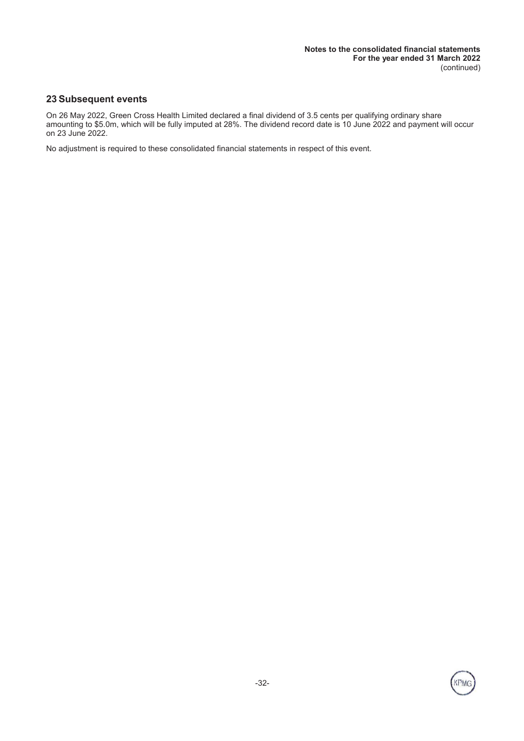## 23 Subsequent events

On 26 May 2022, Green Cross Health Limited declared a final dividend of 3.5 cents per qualifying ordinary share amounting to $5.0m, which will be fully imputed at 28%. The dividend record date is 10 June 2022 and payment will occur on 23 June 2022.

No adjustment is required to these consolidated financial statements in respect of this event.